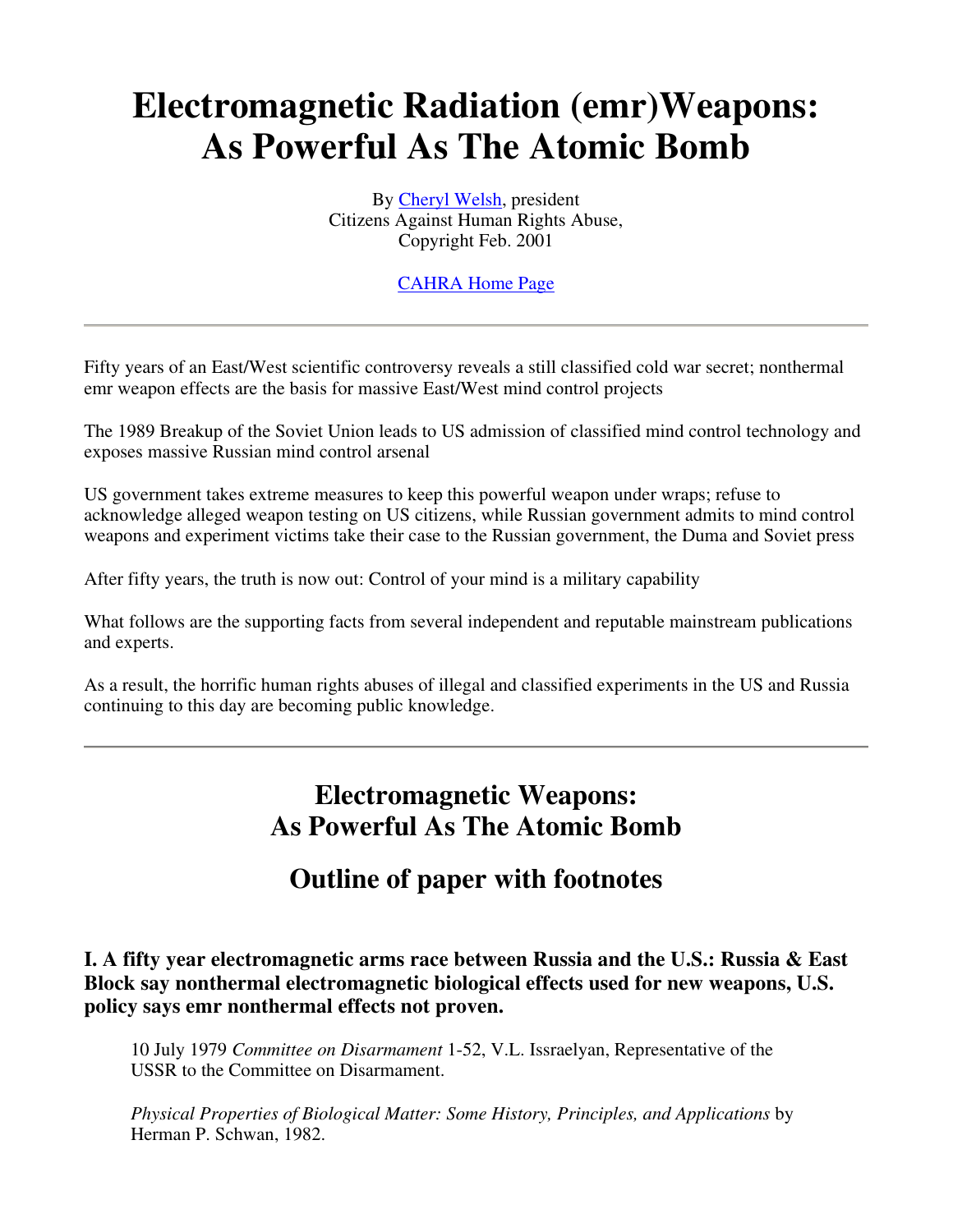# Electromagnetic Radiation (emr)Weapons: As Powerful As The Atomic Bomb

By Cheryl Welsh, president
Citizens Against Human Rights Abuse,
Copyright Feb. 2001

CAHRA Home Page

---

Fifty years of an East/West scientific controversy reveals a still classified cold war secret; nonthermal emr weapon effects are the basis for massive East/West mind control projects

The 1989 Breakup of the Soviet Union leads to US admission of classified mind control technology and exposes massive Russian mind control arsenal

US government takes extreme measures to keep this powerful weapon under wraps; refuse to acknowledge alleged weapon testing on US citizens, while Russian government admits to mind control weapons and experiment victims take their case to the Russian government, the Duma and Soviet press

After fifty years, the truth is now out: Control of your mind is a military capability

What follows are the supporting facts from several independent and reputable mainstream publications and experts.

As a result, the horrific human rights abuses of illegal and classified experiments in the US and Russia continuing to this day are becoming public knowledge.

---

## Electromagnetic Weapons: As Powerful As The Atomic Bomb

## Outline of paper with footnotes

### I. A fifty year electromagnetic arms race between Russia and the U.S.: Russia & East Block say nonthermal electromagnetic biological effects used for new weapons, U.S. policy says emr nonthermal effects not proven.

10 July 1979 *Committee on Disarmament* 1-52, V.L. Issraelyan, Representative of the USSR to the Committee on Disarmament.

*Physical Properties of Biological Matter: Some History, Principles, and Applications* by Herman P. Schwan, 1982.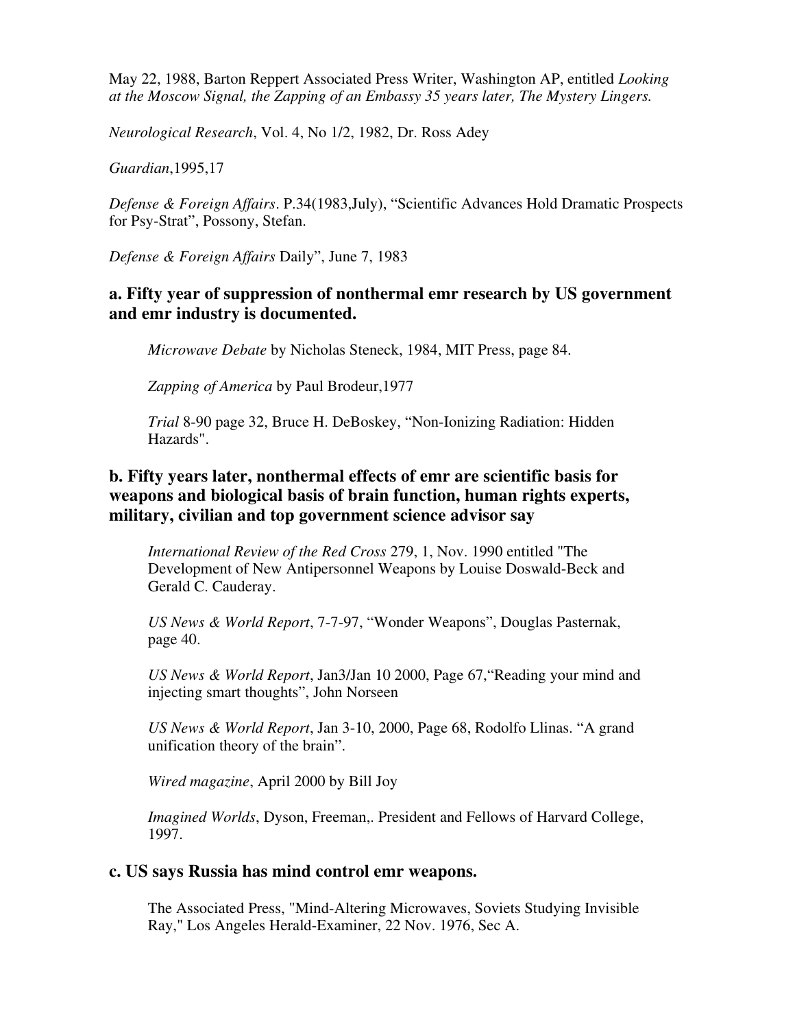May 22, 1988, Barton Reppert Associated Press Writer, Washington AP, entitled *Looking at the Moscow Signal, the Zapping of an Embassy 35 years later, The Mystery Lingers.*

*Neurological Research*, Vol. 4, No 1/2, 1982, Dr. Ross Adey

*Guardian*,1995,17

*Defense & Foreign Affairs*. P.34(1983,July), "Scientific Advances Hold Dramatic Prospects for Psy-Strat", Possony, Stefan.

*Defense & Foreign Affairs* Daily", June 7, 1983

### a. Fifty year of suppression of nonthermal emr research by US government and emr industry is documented.

*Microwave Debate* by Nicholas Steneck, 1984, MIT Press, page 84.

*Zapping of America* by Paul Brodeur,1977

*Trial* 8-90 page 32, Bruce H. DeBoskey, "Non-Ionizing Radiation: Hidden Hazards".

### b. Fifty years later, nonthermal effects of emr are scientific basis for weapons and biological basis of brain function, human rights experts, military, civilian and top government science advisor say

*International Review of the Red Cross* 279, 1, Nov. 1990 entitled "The Development of New Antipersonnel Weapons by Louise Doswald-Beck and Gerald C. Cauderay.

*US News & World Report*, 7-7-97, "Wonder Weapons", Douglas Pasternak, page 40.

*US News & World Report*, Jan3/Jan 10 2000, Page 67,"Reading your mind and injecting smart thoughts", John Norseen

*US News & World Report*, Jan 3-10, 2000, Page 68, Rodolfo Llinas. "A grand unification theory of the brain".

*Wired magazine*, April 2000 by Bill Joy

*Imagined Worlds*, Dyson, Freeman,. President and Fellows of Harvard College, 1997.

### c. US says Russia has mind control emr weapons.

The Associated Press, "Mind-Altering Microwaves, Soviets Studying Invisible Ray," Los Angeles Herald-Examiner, 22 Nov. 1976, Sec A.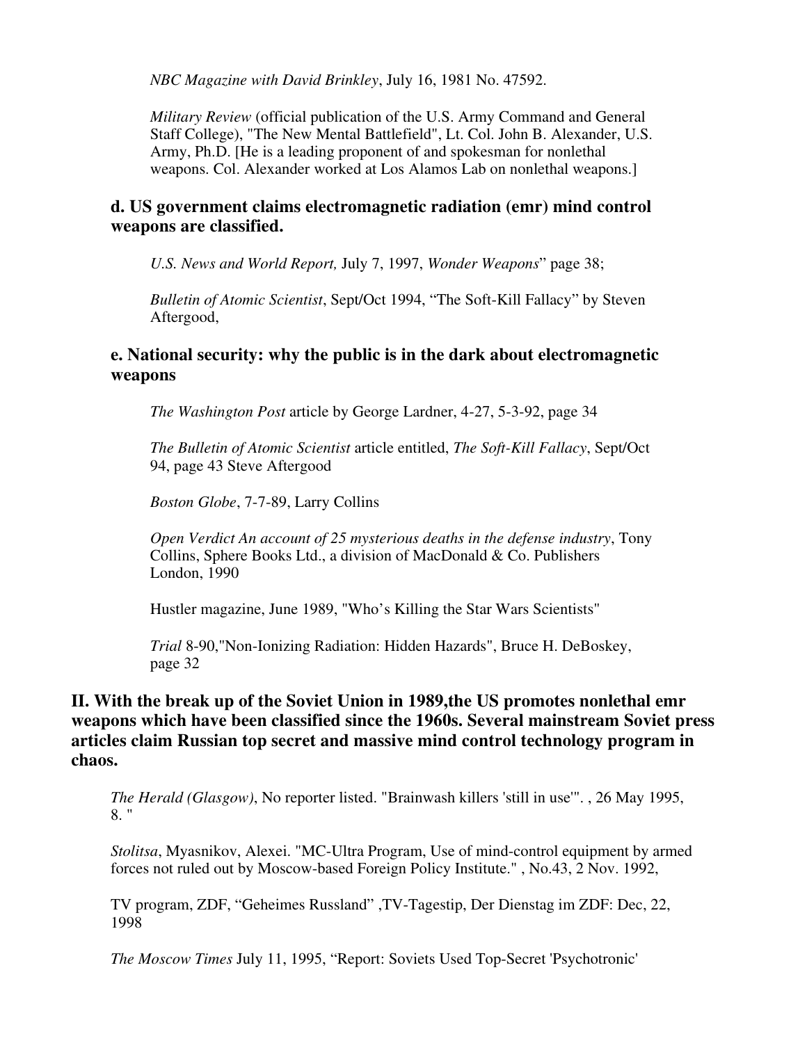*NBC Magazine with David Brinkley*, July 16, 1981 No. 47592.

*Military Review* (official publication of the U.S. Army Command and General Staff College), "The New Mental Battlefield", Lt. Col. John B. Alexander, U.S. Army, Ph.D. [He is a leading proponent of and spokesman for nonlethal weapons. Col. Alexander worked at Los Alamos Lab on nonlethal weapons.]

### d. US government claims electromagnetic radiation (emr) mind control weapons are classified.

*U.S. News and World Report,* July 7, 1997, *Wonder Weapons*" page 38;

*Bulletin of Atomic Scientist*, Sept/Oct 1994, "The Soft-Kill Fallacy" by Steven Aftergood,

### e. National security: why the public is in the dark about electromagnetic weapons

*The Washington Post* article by George Lardner, 4-27, 5-3-92, page 34

*The Bulletin of Atomic Scientist* article entitled, *The Soft-Kill Fallacy*, Sept/Oct 94, page 43 Steve Aftergood

*Boston Globe*, 7-7-89, Larry Collins

*Open Verdict An account of 25 mysterious deaths in the defense industry*, Tony Collins, Sphere Books Ltd., a division of MacDonald & Co. Publishers London, 1990

Hustler magazine, June 1989, "Who's Killing the Star Wars Scientists"

*Trial* 8-90,"Non-Ionizing Radiation: Hidden Hazards", Bruce H. DeBoskey, page 32

## II. With the break up of the Soviet Union in 1989,the US promotes nonlethal emr weapons which have been classified since the 1960s. Several mainstream Soviet press articles claim Russian top secret and massive mind control technology program in chaos.

*The Herald (Glasgow)*, No reporter listed. "Brainwash killers 'still in use'". , 26 May 1995, 8. "

*Stolitsa*, Myasnikov, Alexei. "MC-Ultra Program, Use of mind-control equipment by armed forces not ruled out by Moscow-based Foreign Policy Institute." , No.43, 2 Nov. 1992,

TV program, ZDF, "Geheimes Russland" ,TV-Tagestip, Der Dienstag im ZDF: Dec, 22, 1998

*The Moscow Times* July 11, 1995, "Report: Soviets Used Top-Secret 'Psychotronic'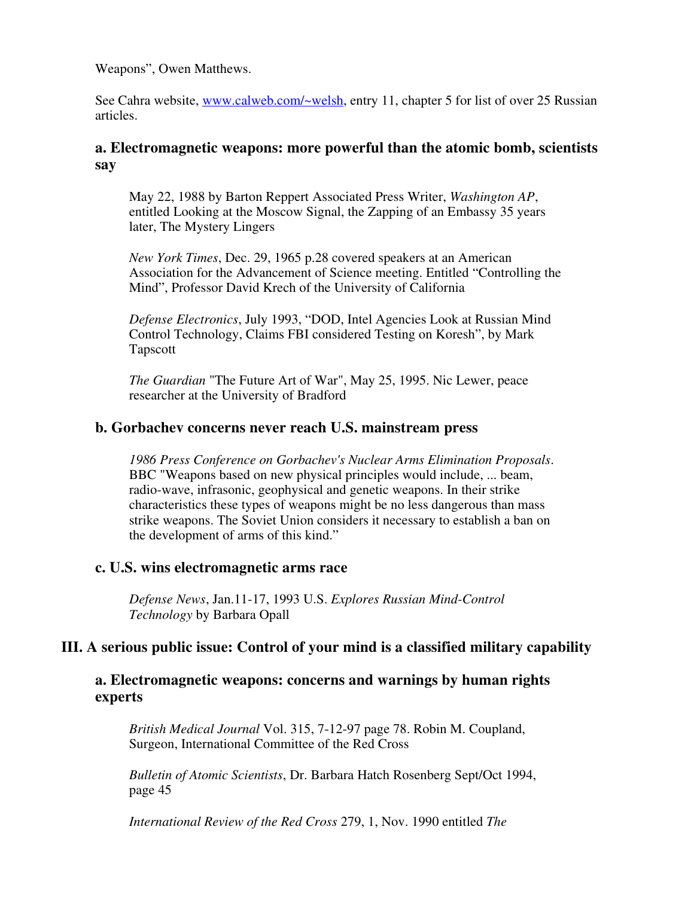Weapons", Owen Matthews.

See Cahra website, [www.calweb.com/~welsh](www.calweb.com/~welsh), entry 11, chapter 5 for list of over 25 Russian articles.

### a. Electromagnetic weapons: more powerful than the atomic bomb, scientists say

May 22, 1988 by Barton Reppert Associated Press Writer, *Washington AP*, entitled Looking at the Moscow Signal, the Zapping of an Embassy 35 years later, The Mystery Lingers

*New York Times*, Dec. 29, 1965 p.28 covered speakers at an American Association for the Advancement of Science meeting. Entitled "Controlling the Mind", Professor David Krech of the University of California

*Defense Electronics*, July 1993, "DOD, Intel Agencies Look at Russian Mind Control Technology, Claims FBI considered Testing on Koresh", by Mark Tapscott

*The Guardian* "The Future Art of War", May 25, 1995. Nic Lewer, peace researcher at the University of Bradford

### b. Gorbachev concerns never reach U.S. mainstream press

*1986 Press Conference on Gorbachev's Nuclear Arms Elimination Proposals*. BBC "Weapons based on new physical principles would include, ... beam, radio-wave, infrasonic, geophysical and genetic weapons. In their strike characteristics these types of weapons might be no less dangerous than mass strike weapons. The Soviet Union considers it necessary to establish a ban on the development of arms of this kind."

### c. U.S. wins electromagnetic arms race

*Defense News*, Jan.11-17, 1993 U.S. *Explores Russian Mind-Control Technology* by Barbara Opall

## III. A serious public issue: Control of your mind is a classified military capability

### a. Electromagnetic weapons: concerns and warnings by human rights experts

*British Medical Journal* Vol. 315, 7-12-97 page 78. Robin M. Coupland, Surgeon, International Committee of the Red Cross

*Bulletin of Atomic Scientists*, Dr. Barbara Hatch Rosenberg Sept/Oct 1994, page 45

*International Review of the Red Cross* 279, 1, Nov. 1990 entitled *The*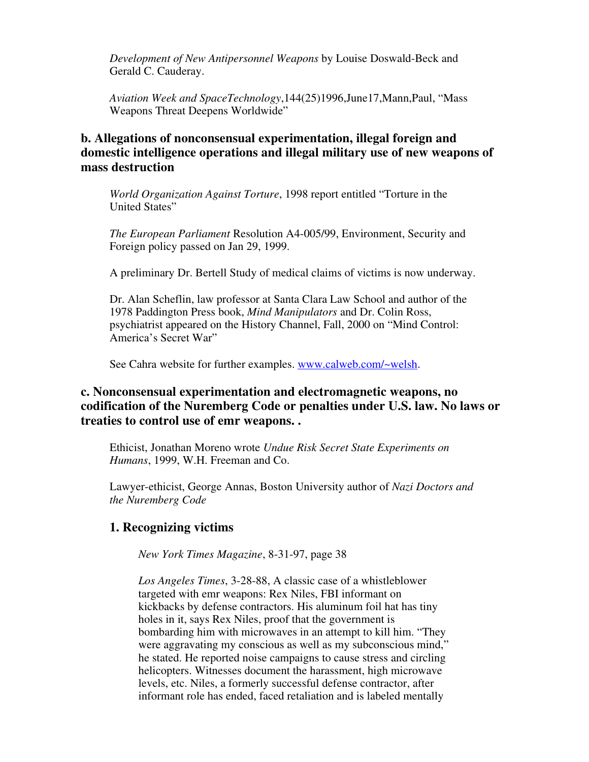*Development of New Antipersonnel Weapons* by Louise Doswald-Beck and Gerald C. Cauderay.

*Aviation Week and SpaceTechnology*,144(25)1996,June17,Mann,Paul, "Mass Weapons Threat Deepens Worldwide"

### b. Allegations of nonconsensual experimentation, illegal foreign and domestic intelligence operations and illegal military use of new weapons of mass destruction

*World Organization Against Torture*, 1998 report entitled "Torture in the United States"

*The European Parliament* Resolution A4-005/99, Environment, Security and Foreign policy passed on Jan 29, 1999.

A preliminary Dr. Bertell Study of medical claims of victims is now underway.

Dr. Alan Scheflin, law professor at Santa Clara Law School and author of the 1978 Paddington Press book, *Mind Manipulators* and Dr. Colin Ross, psychiatrist appeared on the History Channel, Fall, 2000 on "Mind Control: America's Secret War"

See Cahra website for further examples. [www.calweb.com/~welsh](www.calweb.com/~welsh).

### c. Nonconsensual experimentation and electromagnetic weapons, no codification of the Nuremberg Code or penalties under U.S. law. No laws or treaties to control use of emr weapons. .

Ethicist, Jonathan Moreno wrote *Undue Risk Secret State Experiments on Humans*, 1999, W.H. Freeman and Co.

Lawyer-ethicist, George Annas, Boston University author of *Nazi Doctors and the Nuremberg Code*

#### 1. Recognizing victims

*New York Times Magazine*, 8-31-97, page 38

*Los Angeles Times*, 3-28-88, A classic case of a whistleblower targeted with emr weapons: Rex Niles, FBI informant on kickbacks by defense contractors. His aluminum foil hat has tiny holes in it, says Rex Niles, proof that the government is bombarding him with microwaves in an attempt to kill him. "They were aggravating my conscious as well as my subconscious mind," he stated. He reported noise campaigns to cause stress and circling helicopters. Witnesses document the harassment, high microwave levels, etc. Niles, a formerly successful defense contractor, after informant role has ended, faced retaliation and is labeled mentally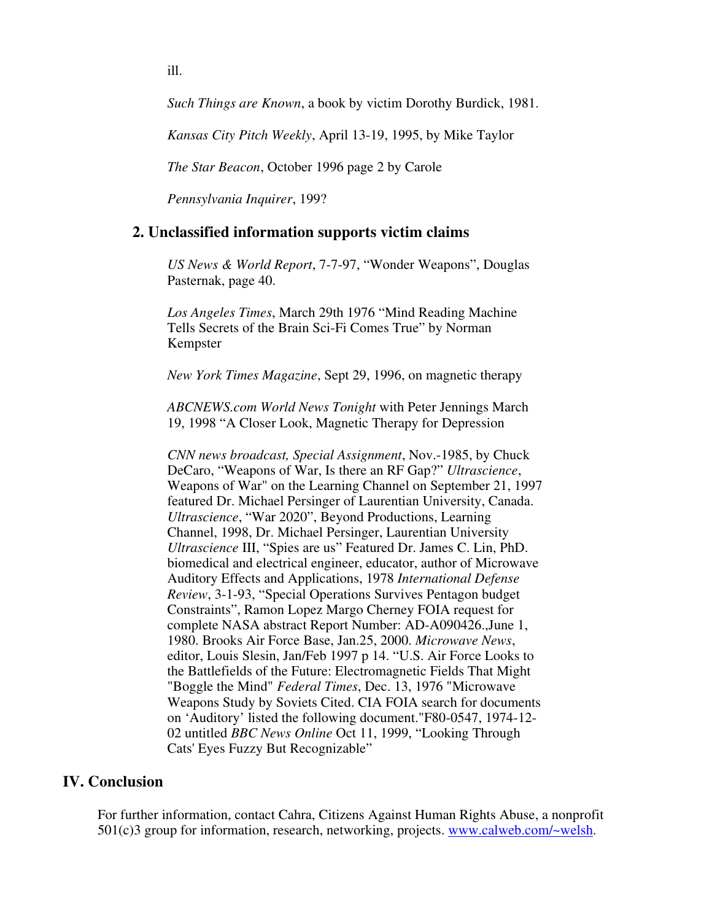ill.

*Such Things are Known*, a book by victim Dorothy Burdick, 1981.

*Kansas City Pitch Weekly*, April 13-19, 1995, by Mike Taylor

*The Star Beacon*, October 1996 page 2 by Carole

*Pennsylvania Inquirer*, 199?

### 2. Unclassified information supports victim claims

*US News & World Report*, 7-7-97, “Wonder Weapons”, Douglas Pasternak, page 40.

*Los Angeles Times*, March 29th 1976 “Mind Reading Machine Tells Secrets of the Brain Sci-Fi Comes True” by Norman Kempster

*New York Times Magazine*, Sept 29, 1996, on magnetic therapy

*ABCNEWS.com World News Tonight* with Peter Jennings March 19, 1998 “A Closer Look, Magnetic Therapy for Depression

*CNN news broadcast, Special Assignment*, Nov.-1985, by Chuck DeCaro, “Weapons of War, Is there an RF Gap?” *Ultrascience*, Weapons of War" on the Learning Channel on September 21, 1997 featured Dr. Michael Persinger of Laurentian University, Canada. *Ultrascience*, “War 2020”, Beyond Productions, Learning Channel, 1998, Dr. Michael Persinger, Laurentian University *Ultrascience* III, “Spies are us” Featured Dr. James C. Lin, PhD. biomedical and electrical engineer, educator, author of Microwave Auditory Effects and Applications, 1978 *International Defense Review*, 3-1-93, “Special Operations Survives Pentagon budget Constraints”, Ramon Lopez Margo Cherney FOIA request for complete NASA abstract Report Number: AD-A090426.,June 1, 1980. Brooks Air Force Base, Jan.25, 2000. *Microwave News*, editor, Louis Slesin, Jan/Feb 1997 p 14. “U.S. Air Force Looks to the Battlefields of the Future: Electromagnetic Fields That Might "Boggle the Mind" *Federal Times*, Dec. 13, 1976 "Microwave Weapons Study by Soviets Cited. CIA FOIA search for documents on ‘Auditory’ listed the following document."F80-0547, 1974-12-02 untitled *BBC News Online* Oct 11, 1999, “Looking Through Cats' Eyes Fuzzy But Recognizable”

## IV. Conclusion

For further information, contact Cahra, Citizens Against Human Rights Abuse, a nonprofit 501(c)3 group for information, research, networking, projects. [www.calweb.com/~welsh](www.calweb.com/~welsh).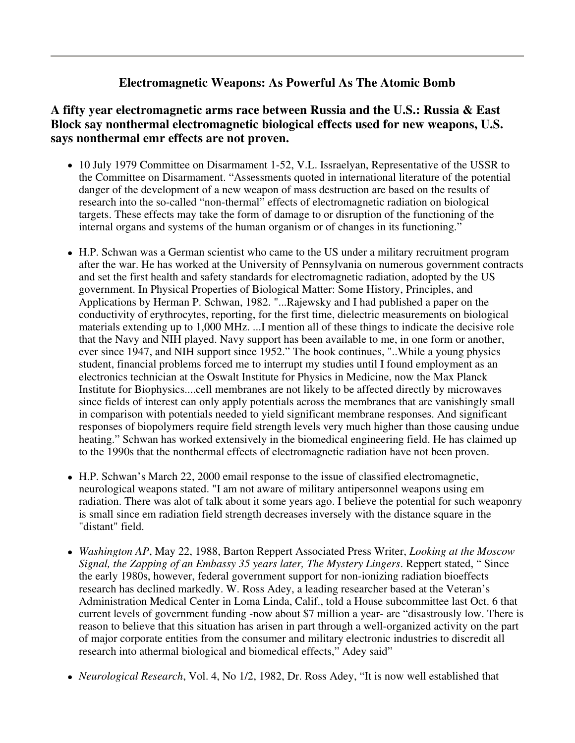---

### Electromagnetic Weapons: As Powerful As The Atomic Bomb

## A fifty year electromagnetic arms race between Russia and the U.S.: Russia & East Block say nonthermal electromagnetic biological effects used for new weapons, U.S. says nonthermal emr effects are not proven.

- 10 July 1979 Committee on Disarmament 1-52, V.L. Issraelyan, Representative of the USSR to the Committee on Disarmament. "Assessments quoted in international literature of the potential danger of the development of a new weapon of mass destruction are based on the results of research into the so-called "non-thermal" effects of electromagnetic radiation on biological targets. These effects may take the form of damage to or disruption of the functioning of the internal organs and systems of the human organism or of changes in its functioning."

- H.P. Schwan was a German scientist who came to the US under a military recruitment program after the war. He has worked at the University of Pennsylvania on numerous government contracts and set the first health and safety standards for electromagnetic radiation, adopted by the US government. In Physical Properties of Biological Matter: Some History, Principles, and Applications by Herman P. Schwan, 1982. "...Rajewsky and I had published a paper on the conductivity of erythrocytes, reporting, for the first time, dielectric measurements on biological materials extending up to 1,000 MHz. ...I mention all of these things to indicate the decisive role that the Navy and NIH played. Navy support has been available to me, in one form or another, ever since 1947, and NIH support since 1952." The book continues, "..While a young physics student, financial problems forced me to interrupt my studies until I found employment as an electronics technician at the Oswalt Institute for Physics in Medicine, now the Max Planck Institute for Biophysics....cell membranes are not likely to be affected directly by microwaves since fields of interest can only apply potentials across the membranes that are vanishingly small in comparison with potentials needed to yield significant membrane responses. And significant responses of biopolymers require field strength levels very much higher than those causing undue heating." Schwan has worked extensively in the biomedical engineering field. He has claimed up to the 1990s that the nonthermal effects of electromagnetic radiation have not been proven.

- H.P. Schwan's March 22, 2000 email response to the issue of classified electromagnetic, neurological weapons stated. "I am not aware of military antipersonnel weapons using em radiation. There was alot of talk about it some years ago. I believe the potential for such weaponry is small since em radiation field strength decreases inversely with the distance square in the "distant" field.

- *Washington AP*, May 22, 1988, Barton Reppert Associated Press Writer, *Looking at the Moscow Signal, the Zapping of an Embassy 35 years later, The Mystery Lingers*. Reppert stated, " Since the early 1980s, however, federal government support for non-ionizing radiation bioeffects research has declined markedly. W. Ross Adey, a leading researcher based at the Veteran's Administration Medical Center in Loma Linda, Calif., told a House subcommittee last Oct. 6 that current levels of government funding -now about $7 million a year- are "disastrously low. There is reason to believe that this situation has arisen in part through a well-organized activity on the part of major corporate entities from the consumer and military electronic industries to discredit all research into athermal biological and biomedical effects," Adey said"

- *Neurological Research*, Vol. 4, No 1/2, 1982, Dr. Ross Adey, "It is now well established that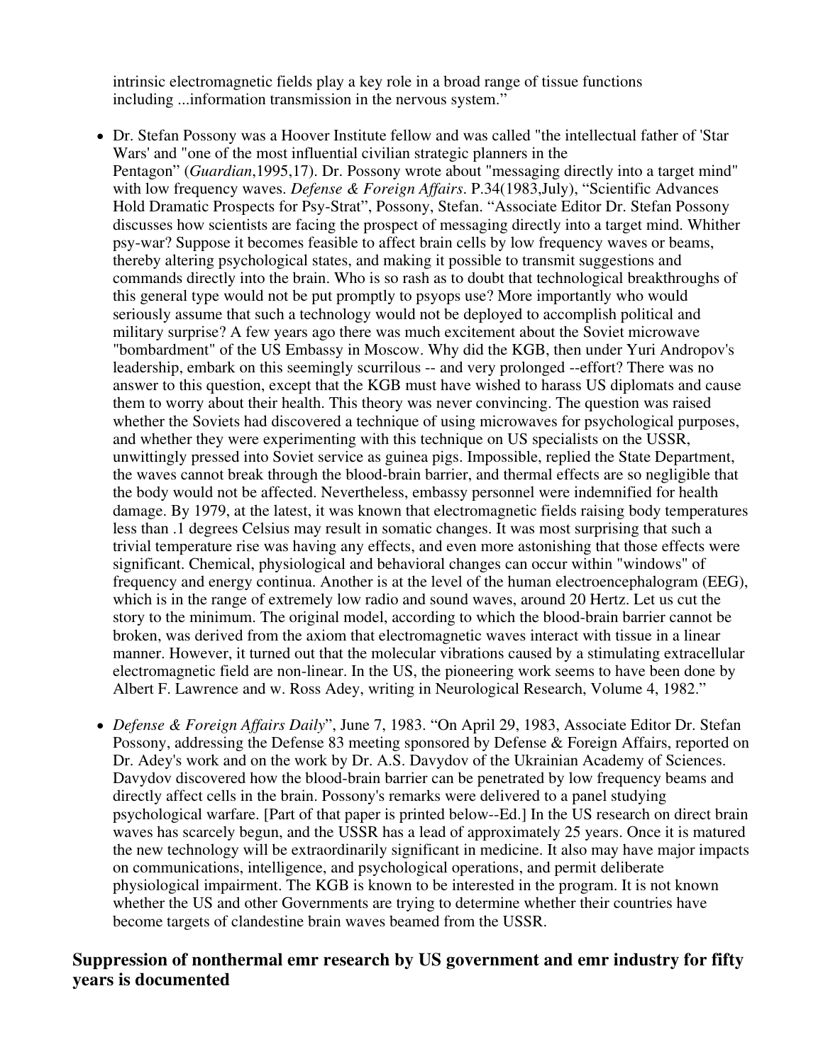intrinsic electromagnetic fields play a key role in a broad range of tissue functions including ...information transmission in the nervous system."

- Dr. Stefan Possony was a Hoover Institute fellow and was called "the intellectual father of 'Star Wars' and "one of the most influential civilian strategic planners in the Pentagon" (*Guardian*,1995,17). Dr. Possony wrote about "messaging directly into a target mind" with low frequency waves. *Defense & Foreign Affairs*. P.34(1983,July), "Scientific Advances Hold Dramatic Prospects for Psy-Strat", Possony, Stefan. "Associate Editor Dr. Stefan Possony discusses how scientists are facing the prospect of messaging directly into a target mind. Whither psy-war? Suppose it becomes feasible to affect brain cells by low frequency waves or beams, thereby altering psychological states, and making it possible to transmit suggestions and commands directly into the brain. Who is so rash as to doubt that technological breakthroughs of this general type would not be put promptly to psyops use? More importantly who would seriously assume that such a technology would not be deployed to accomplish political and military surprise? A few years ago there was much excitement about the Soviet microwave "bombardment" of the US Embassy in Moscow. Why did the KGB, then under Yuri Andropov's leadership, embark on this seemingly scurrilous -- and very prolonged --effort? There was no answer to this question, except that the KGB must have wished to harass US diplomats and cause them to worry about their health. This theory was never convincing. The question was raised whether the Soviets had discovered a technique of using microwaves for psychological purposes, and whether they were experimenting with this technique on US specialists on the USSR, unwittingly pressed into Soviet service as guinea pigs. Impossible, replied the State Department, the waves cannot break through the blood-brain barrier, and thermal effects are so negligible that the body would not be affected. Nevertheless, embassy personnel were indemnified for health damage. By 1979, at the latest, it was known that electromagnetic fields raising body temperatures less than .1 degrees Celsius may result in somatic changes. It was most surprising that such a trivial temperature rise was having any effects, and even more astonishing that those effects were significant. Chemical, physiological and behavioral changes can occur within "windows" of frequency and energy continua. Another is at the level of the human electroencephalogram (EEG), which is in the range of extremely low radio and sound waves, around 20 Hertz. Let us cut the story to the minimum. The original model, according to which the blood-brain barrier cannot be broken, was derived from the axiom that electromagnetic waves interact with tissue in a linear manner. However, it turned out that the molecular vibrations caused by a stimulating extracellular electromagnetic field are non-linear. In the US, the pioneering work seems to have been done by Albert F. Lawrence and w. Ross Adey, writing in Neurological Research, Volume 4, 1982."

- *Defense & Foreign Affairs Daily*", June 7, 1983. "On April 29, 1983, Associate Editor Dr. Stefan Possony, addressing the Defense 83 meeting sponsored by Defense & Foreign Affairs, reported on Dr. Adey's work and on the work by Dr. A.S. Davydov of the Ukrainian Academy of Sciences. Davydov discovered how the blood-brain barrier can be penetrated by low frequency beams and directly affect cells in the brain. Possony's remarks were delivered to a panel studying psychological warfare. [Part of that paper is printed below--Ed.] In the US research on direct brain waves has scarcely begun, and the USSR has a lead of approximately 25 years. Once it is matured the new technology will be extraordinarily significant in medicine. It also may have major impacts on communications, intelligence, and psychological operations, and permit deliberate physiological impairment. The KGB is known to be interested in the program. It is not known whether the US and other Governments are trying to determine whether their countries have become targets of clandestine brain waves beamed from the USSR.

## Suppression of nonthermal emr research by US government and emr industry for fifty years is documented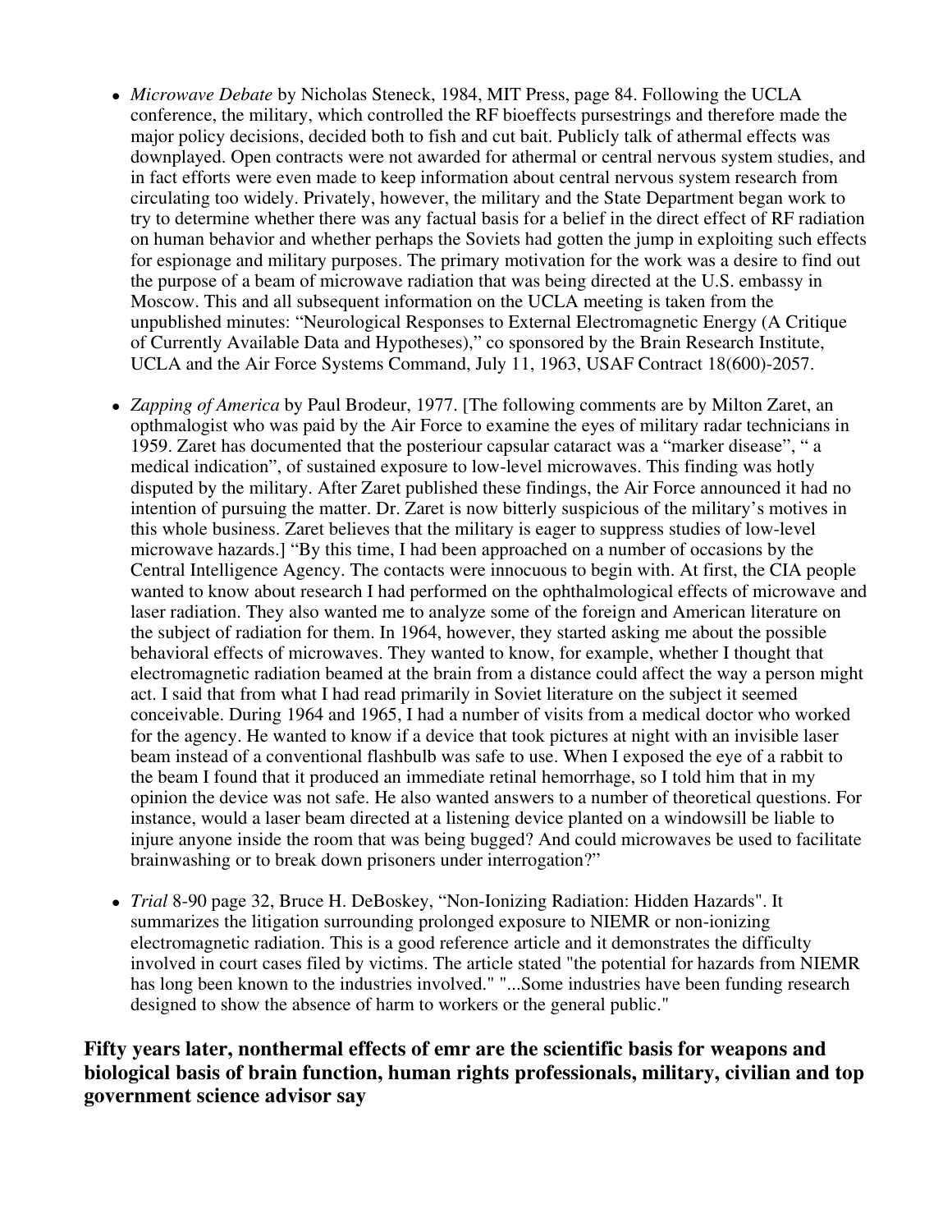- *Microwave Debate* by Nicholas Steneck, 1984, MIT Press, page 84. Following the UCLA conference, the military, which controlled the RF bioeffects pursestrings and therefore made the major policy decisions, decided both to fish and cut bait. Publicly talk of athermal effects was downplayed. Open contracts were not awarded for athermal or central nervous system studies, and in fact efforts were even made to keep information about central nervous system research from circulating too widely. Privately, however, the military and the State Department began work to try to determine whether there was any factual basis for a belief in the direct effect of RF radiation on human behavior and whether perhaps the Soviets had gotten the jump in exploiting such effects for espionage and military purposes. The primary motivation for the work was a desire to find out the purpose of a beam of microwave radiation that was being directed at the U.S. embassy in Moscow. This and all subsequent information on the UCLA meeting is taken from the unpublished minutes: "Neurological Responses to External Electromagnetic Energy (A Critique of Currently Available Data and Hypotheses)," co sponsored by the Brain Research Institute, UCLA and the Air Force Systems Command, July 11, 1963, USAF Contract 18(600)-2057.

- *Zapping of America* by Paul Brodeur, 1977. [The following comments are by Milton Zaret, an opthmalogist who was paid by the Air Force to examine the eyes of military radar technicians in 1959. Zaret has documented that the posteriour capsular cataract was a "marker disease", " a medical indication", of sustained exposure to low-level microwaves. This finding was hotly disputed by the military. After Zaret published these findings, the Air Force announced it had no intention of pursuing the matter. Dr. Zaret is now bitterly suspicious of the military's motives in this whole business. Zaret believes that the military is eager to suppress studies of low-level microwave hazards.] "By this time, I had been approached on a number of occasions by the Central Intelligence Agency. The contacts were innocuous to begin with. At first, the CIA people wanted to know about research I had performed on the ophthalmological effects of microwave and laser radiation. They also wanted me to analyze some of the foreign and American literature on the subject of radiation for them. In 1964, however, they started asking me about the possible behavioral effects of microwaves. They wanted to know, for example, whether I thought that electromagnetic radiation beamed at the brain from a distance could affect the way a person might act. I said that from what I had read primarily in Soviet literature on the subject it seemed conceivable. During 1964 and 1965, I had a number of visits from a medical doctor who worked for the agency. He wanted to know if a device that took pictures at night with an invisible laser beam instead of a conventional flashbulb was safe to use. When I exposed the eye of a rabbit to the beam I found that it produced an immediate retinal hemorrhage, so I told him that in my opinion the device was not safe. He also wanted answers to a number of theoretical questions. For instance, would a laser beam directed at a listening device planted on a windowsill be liable to injure anyone inside the room that was being bugged? And could microwaves be used to facilitate brainwashing or to break down prisoners under interrogation?"

- *Trial* 8-90 page 32, Bruce H. DeBoskey, "Non-Ionizing Radiation: Hidden Hazards". It summarizes the litigation surrounding prolonged exposure to NIEMR or non-ionizing electromagnetic radiation. This is a good reference article and it demonstrates the difficulty involved in court cases filed by victims. The article stated "the potential for hazards from NIEMR has long been known to the industries involved." "...Some industries have been funding research designed to show the absence of harm to workers or the general public."

### Fifty years later, nonthermal effects of emr are the scientific basis for weapons and biological basis of brain function, human rights professionals, military, civilian and top government science advisor say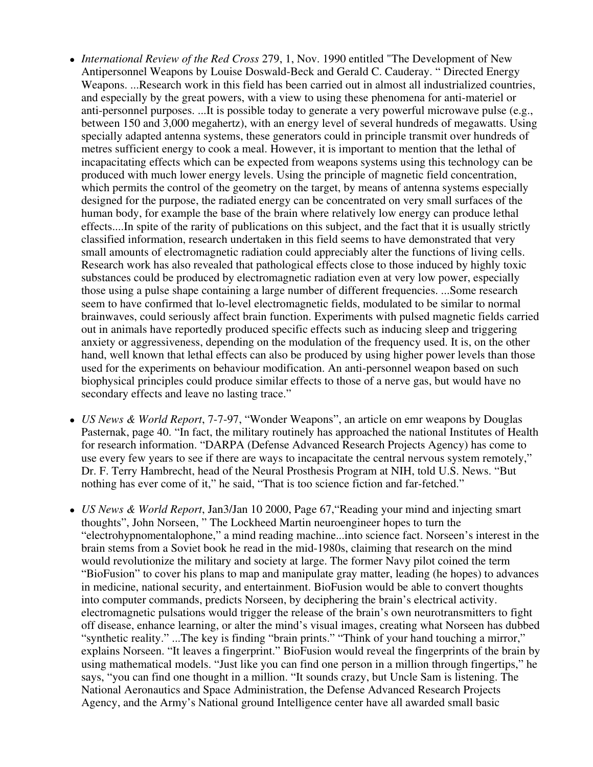- *International Review of the Red Cross* 279, 1, Nov. 1990 entitled "The Development of New Antipersonnel Weapons by Louise Doswald-Beck and Gerald C. Cauderay. " Directed Energy Weapons. ...Research work in this field has been carried out in almost all industrialized countries, and especially by the great powers, with a view to using these phenomena for anti-materiel or anti-personnel purposes. ...It is possible today to generate a very powerful microwave pulse (e.g., between 150 and 3,000 megahertz), with an energy level of several hundreds of megawatts. Using specially adapted antenna systems, these generators could in principle transmit over hundreds of metres sufficient energy to cook a meal. However, it is important to mention that the lethal of incapacitating effects which can be expected from weapons systems using this technology can be produced with much lower energy levels. Using the principle of magnetic field concentration, which permits the control of the geometry on the target, by means of antenna systems especially designed for the purpose, the radiated energy can be concentrated on very small surfaces of the human body, for example the base of the brain where relatively low energy can produce lethal effects....In spite of the rarity of publications on this subject, and the fact that it is usually strictly classified information, research undertaken in this field seems to have demonstrated that very small amounts of electromagnetic radiation could appreciably alter the functions of living cells. Research work has also revealed that pathological effects close to those induced by highly toxic substances could be produced by electromagnetic radiation even at very low power, especially those using a pulse shape containing a large number of different frequencies. ...Some research seem to have confirmed that lo-level electromagnetic fields, modulated to be similar to normal brainwaves, could seriously affect brain function. Experiments with pulsed magnetic fields carried out in animals have reportedly produced specific effects such as inducing sleep and triggering anxiety or aggressiveness, depending on the modulation of the frequency used. It is, on the other hand, well known that lethal effects can also be produced by using higher power levels than those used for the experiments on behaviour modification. An anti-personnel weapon based on such biophysical principles could produce similar effects to those of a nerve gas, but would have no secondary effects and leave no lasting trace."

- *US News & World Report*, 7-7-97, "Wonder Weapons", an article on emr weapons by Douglas Pasternak, page 40. "In fact, the military routinely has approached the national Institutes of Health for research information. "DARPA (Defense Advanced Research Projects Agency) has come to use every few years to see if there are ways to incapacitate the central nervous system remotely," Dr. F. Terry Hambrecht, head of the Neural Prosthesis Program at NIH, told U.S. News. "But nothing has ever come of it," he said, "That is too science fiction and far-fetched."

- *US News & World Report*, Jan3/Jan 10 2000, Page 67,"Reading your mind and injecting smart thoughts", John Norseen, " The Lockheed Martin neuroengineer hopes to turn the "electrohypnomentalophone," a mind reading machine...into science fact. Norseen's interest in the brain stems from a Soviet book he read in the mid-1980s, claiming that research on the mind would revolutionize the military and society at large. The former Navy pilot coined the term "BioFusion" to cover his plans to map and manipulate gray matter, leading (he hopes) to advances in medicine, national security, and entertainment. BioFusion would be able to convert thoughts into computer commands, predicts Norseen, by deciphering the brain's electrical activity. electromagnetic pulsations would trigger the release of the brain's own neurotransmitters to fight off disease, enhance learning, or alter the mind's visual images, creating what Norseen has dubbed "synthetic reality." ...The key is finding "brain prints." "Think of your hand touching a mirror," explains Norseen. "It leaves a fingerprint." BioFusion would reveal the fingerprints of the brain by using mathematical models. "Just like you can find one person in a million through fingertips," he says, "you can find one thought in a million. "It sounds crazy, but Uncle Sam is listening. The National Aeronautics and Space Administration, the Defense Advanced Research Projects Agency, and the Army's National ground Intelligence center have all awarded small basic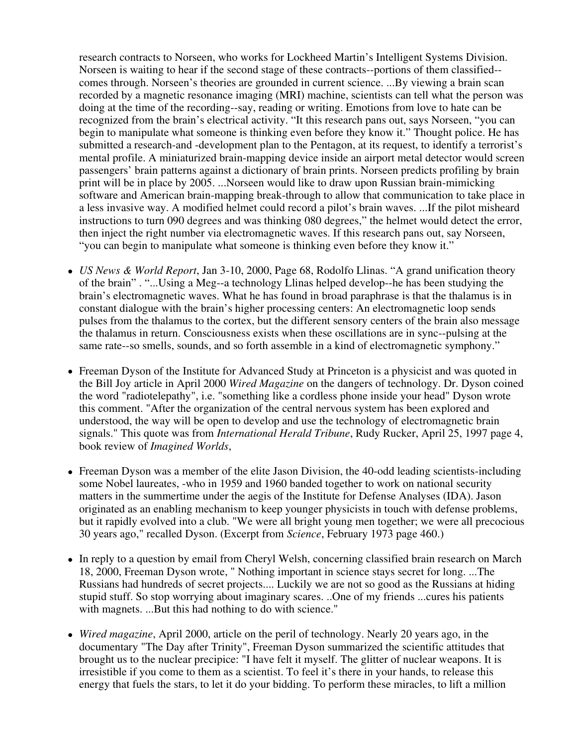research contracts to Norseen, who works for Lockheed Martin's Intelligent Systems Division. Norseen is waiting to hear if the second stage of these contracts--portions of them classified--comes through. Norseen's theories are grounded in current science. ...By viewing a brain scan recorded by a magnetic resonance imaging (MRI) machine, scientists can tell what the person was doing at the time of the recording--say, reading or writing. Emotions from love to hate can be recognized from the brain's electrical activity. "It this research pans out, says Norseen, "you can begin to manipulate what someone is thinking even before they know it." Thought police. He has submitted a research-and -development plan to the Pentagon, at its request, to identify a terrorist's mental profile. A miniaturized brain-mapping device inside an airport metal detector would screen passengers' brain patterns against a dictionary of brain prints. Norseen predicts profiling by brain print will be in place by 2005. ...Norseen would like to draw upon Russian brain-mimicking software and American brain-mapping break-through to allow that communication to take place in a less invasive way. A modified helmet could record a pilot's brain waves. ...If the pilot misheard instructions to turn 090 degrees and was thinking 080 degrees," the helmet would detect the error, then inject the right number via electromagnetic waves. If this research pans out, say Norseen, "you can begin to manipulate what someone is thinking even before they know it."

- *US News & World Report*, Jan 3-10, 2000, Page 68, Rodolfo Llinas. "A grand unification theory of the brain" . "...Using a Meg--a technology Llinas helped develop--he has been studying the brain's electromagnetic waves. What he has found in broad paraphrase is that the thalamus is in constant dialogue with the brain's higher processing centers: An electromagnetic loop sends pulses from the thalamus to the cortex, but the different sensory centers of the brain also message the thalamus in return. Consciousness exists when these oscillations are in sync--pulsing at the same rate--so smells, sounds, and so forth assemble in a kind of electromagnetic symphony."

- Freeman Dyson of the Institute for Advanced Study at Princeton is a physicist and was quoted in the Bill Joy article in April 2000 *Wired Magazine* on the dangers of technology. Dr. Dyson coined the word "radiotelepathy", i.e. "something like a cordless phone inside your head" Dyson wrote this comment. "After the organization of the central nervous system has been explored and understood, the way will be open to develop and use the technology of electromagnetic brain signals." This quote was from *International Herald Tribune*, Rudy Rucker, April 25, 1997 page 4, book review of *Imagined Worlds*,

- Freeman Dyson was a member of the elite Jason Division, the 40-odd leading scientists-including some Nobel laureates, -who in 1959 and 1960 banded together to work on national security matters in the summertime under the aegis of the Institute for Defense Analyses (IDA). Jason originated as an enabling mechanism to keep younger physicists in touch with defense problems, but it rapidly evolved into a club. "We were all bright young men together; we were all precocious 30 years ago," recalled Dyson. (Excerpt from *Science*, February 1973 page 460.)

- In reply to a question by email from Cheryl Welsh, concerning classified brain research on March 18, 2000, Freeman Dyson wrote, " Nothing important in science stays secret for long. ...The Russians had hundreds of secret projects.... Luckily we are not so good as the Russians at hiding stupid stuff. So stop worrying about imaginary scares. ..One of my friends ...cures his patients with magnets. ...But this had nothing to do with science."

- *Wired magazine*, April 2000, article on the peril of technology. Nearly 20 years ago, in the documentary "The Day after Trinity", Freeman Dyson summarized the scientific attitudes that brought us to the nuclear precipice: "I have felt it myself. The glitter of nuclear weapons. It is irresistible if you come to them as a scientist. To feel it's there in your hands, to release this energy that fuels the stars, to let it do your bidding. To perform these miracles, to lift a million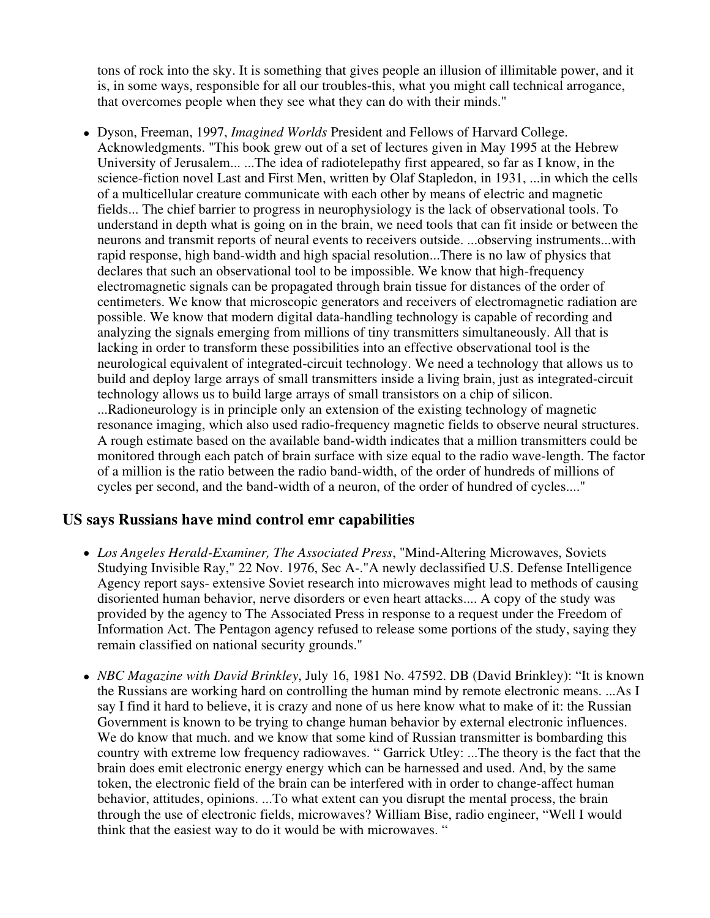tons of rock into the sky. It is something that gives people an illusion of illimitable power, and it is, in some ways, responsible for all our troubles-this, what you might call technical arrogance, that overcomes people when they see what they can do with their minds."

- Dyson, Freeman, 1997, *Imagined Worlds* President and Fellows of Harvard College. Acknowledgments. "This book grew out of a set of lectures given in May 1995 at the Hebrew University of Jerusalem... ...The idea of radiotelepathy first appeared, so far as I know, in the science-fiction novel Last and First Men, written by Olaf Stapledon, in 1931, ...in which the cells of a multicellular creature communicate with each other by means of electric and magnetic fields... The chief barrier to progress in neurophysiology is the lack of observational tools. To understand in depth what is going on in the brain, we need tools that can fit inside or between the neurons and transmit reports of neural events to receivers outside. ...observing instruments...with rapid response, high band-width and high spacial resolution...There is no law of physics that declares that such an observational tool to be impossible. We know that high-frequency electromagnetic signals can be propagated through brain tissue for distances of the order of centimeters. We know that microscopic generators and receivers of electromagnetic radiation are possible. We know that modern digital data-handling technology is capable of recording and analyzing the signals emerging from millions of tiny transmitters simultaneously. All that is lacking in order to transform these possibilities into an effective observational tool is the neurological equivalent of integrated-circuit technology. We need a technology that allows us to build and deploy large arrays of small transmitters inside a living brain, just as integrated-circuit technology allows us to build large arrays of small transistors on a chip of silicon. ...Radioneurology is in principle only an extension of the existing technology of magnetic resonance imaging, which also used radio-frequency magnetic fields to observe neural structures. A rough estimate based on the available band-width indicates that a million transmitters could be monitored through each patch of brain surface with size equal to the radio wave-length. The factor of a million is the ratio between the radio band-width, of the order of hundreds of millions of cycles per second, and the band-width of a neuron, of the order of hundred of cycles...."

### US says Russians have mind control emr capabilities

- *Los Angeles Herald-Examiner, The Associated Press*, "Mind-Altering Microwaves, Soviets Studying Invisible Ray," 22 Nov. 1976, Sec A-."A newly declassified U.S. Defense Intelligence Agency report says- extensive Soviet research into microwaves might lead to methods of causing disoriented human behavior, nerve disorders or even heart attacks.... A copy of the study was provided by the agency to The Associated Press in response to a request under the Freedom of Information Act. The Pentagon agency refused to release some portions of the study, saying they remain classified on national security grounds."

- *NBC Magazine with David Brinkley*, July 16, 1981 No. 47592. DB (David Brinkley): “It is known the Russians are working hard on controlling the human mind by remote electronic means. ...As I say I find it hard to believe, it is crazy and none of us here know what to make of it: the Russian Government is known to be trying to change human behavior by external electronic influences. We do know that much. and we know that some kind of Russian transmitter is bombarding this country with extreme low frequency radiowaves. “ Garrick Utley: ...The theory is the fact that the brain does emit electronic energy energy which can be harnessed and used. And, by the same token, the electronic field of the brain can be interfered with in order to change-affect human behavior, attitudes, opinions. ...To what extent can you disrupt the mental process, the brain through the use of electronic fields, microwaves? William Bise, radio engineer, “Well I would think that the easiest way to do it would be with microwaves. “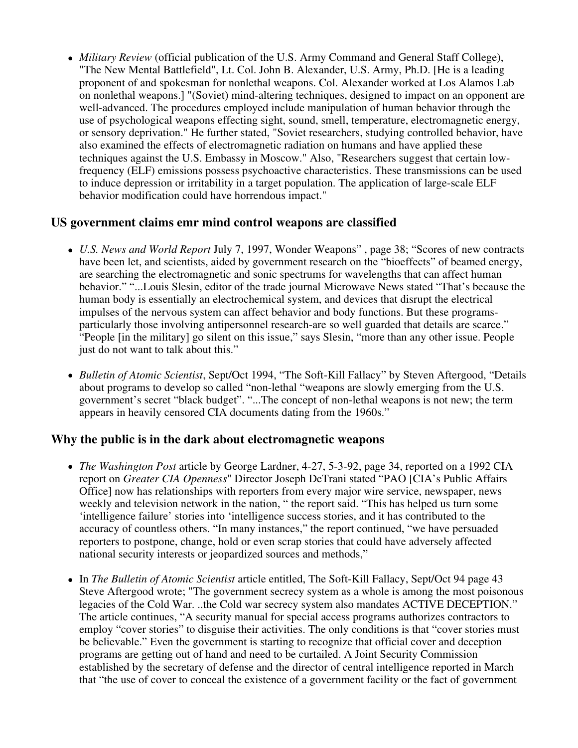- *Military Review* (official publication of the U.S. Army Command and General Staff College), "The New Mental Battlefield", Lt. Col. John B. Alexander, U.S. Army, Ph.D. [He is a leading proponent of and spokesman for nonlethal weapons. Col. Alexander worked at Los Alamos Lab on nonlethal weapons.] "(Soviet) mind-altering techniques, designed to impact on an opponent are well-advanced. The procedures employed include manipulation of human behavior through the use of psychological weapons effecting sight, sound, smell, temperature, electromagnetic energy, or sensory deprivation." He further stated, "Soviet researchers, studying controlled behavior, have also examined the effects of electromagnetic radiation on humans and have applied these techniques against the U.S. Embassy in Moscow." Also, "Researchers suggest that certain low-frequency (ELF) emissions possess psychoactive characteristics. These transmissions can be used to induce depression or irritability in a target population. The application of large-scale ELF behavior modification could have horrendous impact."

## US government claims emr mind control weapons are classified

- *U.S. News and World Report* July 7, 1997, Wonder Weapons" , page 38; "Scores of new contracts have been let, and scientists, aided by government research on the "bioeffects" of beamed energy, are searching the electromagnetic and sonic spectrums for wavelengths that can affect human behavior." "...Louis Slesin, editor of the trade journal Microwave News stated "That's because the human body is essentially an electrochemical system, and devices that disrupt the electrical impulses of the nervous system can affect behavior and body functions. But these programs-particularly those involving antipersonnel research-are so well guarded that details are scarce." "People [in the military] go silent on this issue," says Slesin, "more than any other issue. People just do not want to talk about this."

- *Bulletin of Atomic Scientist*, Sept/Oct 1994, "The Soft-Kill Fallacy" by Steven Aftergood, "Details about programs to develop so called "non-lethal "weapons are slowly emerging from the U.S. government's secret "black budget". "...The concept of non-lethal weapons is not new; the term appears in heavily censored CIA documents dating from the 1960s."

## Why the public is in the dark about electromagnetic weapons

- *The Washington Post* article by George Lardner, 4-27, 5-3-92, page 34, reported on a 1992 CIA report on *Greater CIA Openness*" Director Joseph DeTrani stated "PAO [CIA's Public Affairs Office] now has relationships with reporters from every major wire service, newspaper, news weekly and television network in the nation, " the report said. "This has helped us turn some 'intelligence failure' stories into 'intelligence success stories, and it has contributed to the accuracy of countless others. "In many instances," the report continued, "we have persuaded reporters to postpone, change, hold or even scrap stories that could have adversely affected national security interests or jeopardized sources and methods,"

- In *The Bulletin of Atomic Scientist* article entitled, The Soft-Kill Fallacy, Sept/Oct 94 page 43 Steve Aftergood wrote; "The government secrecy system as a whole is among the most poisonous legacies of the Cold War. ..the Cold war secrecy system also mandates ACTIVE DECEPTION." The article continues, "A security manual for special access programs authorizes contractors to employ "cover stories" to disguise their activities. The only conditions is that "cover stories must be believable." Even the government is starting to recognize that official cover and deception programs are getting out of hand and need to be curtailed. A Joint Security Commission established by the secretary of defense and the director of central intelligence reported in March that "the use of cover to conceal the existence of a government facility or the fact of government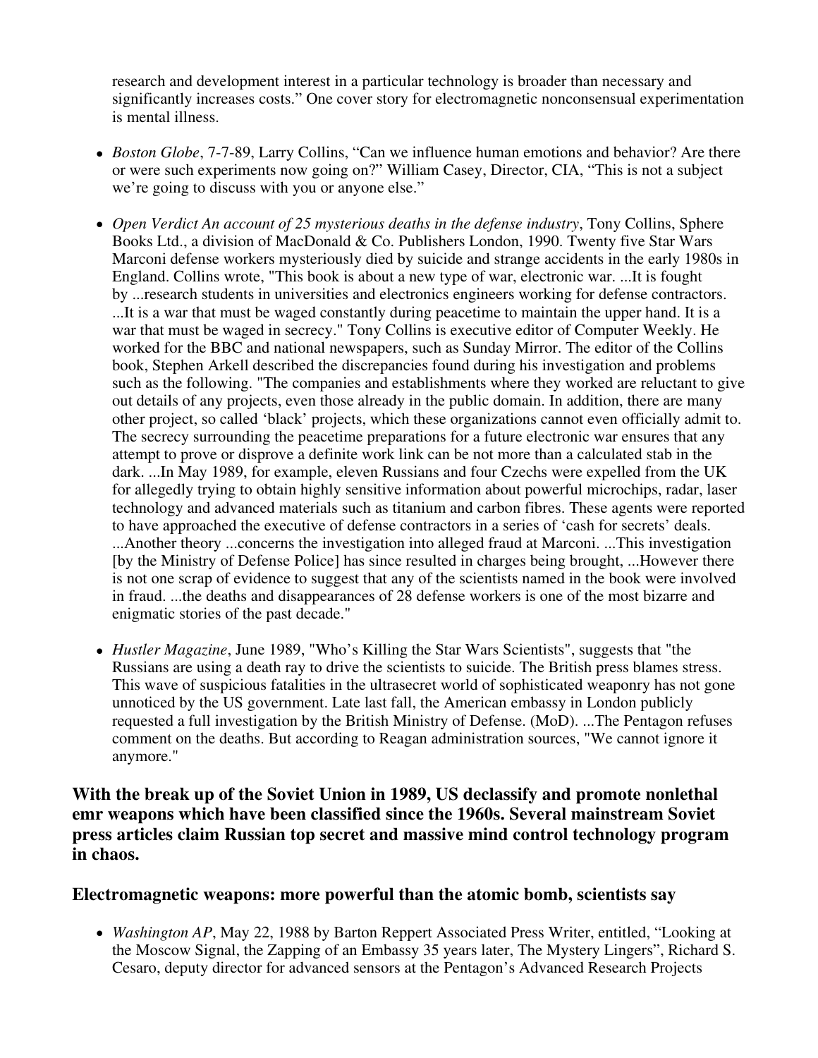research and development interest in a particular technology is broader than necessary and significantly increases costs." One cover story for electromagnetic nonconsensual experimentation is mental illness.

- *Boston Globe*, 7-7-89, Larry Collins, "Can we influence human emotions and behavior? Are there or were such experiments now going on?" William Casey, Director, CIA, "This is not a subject we're going to discuss with you or anyone else."

- *Open Verdict An account of 25 mysterious deaths in the defense industry*, Tony Collins, Sphere Books Ltd., a division of MacDonald & Co. Publishers London, 1990. Twenty five Star Wars Marconi defense workers mysteriously died by suicide and strange accidents in the early 1980s in England. Collins wrote, "This book is about a new type of war, electronic war. ...It is fought by ...research students in universities and electronics engineers working for defense contractors. ...It is a war that must be waged constantly during peacetime to maintain the upper hand. It is a war that must be waged in secrecy." Tony Collins is executive editor of Computer Weekly. He worked for the BBC and national newspapers, such as Sunday Mirror. The editor of the Collins book, Stephen Arkell described the discrepancies found during his investigation and problems such as the following. "The companies and establishments where they worked are reluctant to give out details of any projects, even those already in the public domain. In addition, there are many other project, so called 'black' projects, which these organizations cannot even officially admit to. The secrecy surrounding the peacetime preparations for a future electronic war ensures that any attempt to prove or disprove a definite work link can be not more than a calculated stab in the dark. ...In May 1989, for example, eleven Russians and four Czechs were expelled from the UK for allegedly trying to obtain highly sensitive information about powerful microchips, radar, laser technology and advanced materials such as titanium and carbon fibres. These agents were reported to have approached the executive of defense contractors in a series of 'cash for secrets' deals. ...Another theory ...concerns the investigation into alleged fraud at Marconi. ...This investigation [by the Ministry of Defense Police] has since resulted in charges being brought, ...However there is not one scrap of evidence to suggest that any of the scientists named in the book were involved in fraud. ...the deaths and disappearances of 28 defense workers is one of the most bizarre and enigmatic stories of the past decade."

- *Hustler Magazine*, June 1989, "Who's Killing the Star Wars Scientists", suggests that "the Russians are using a death ray to drive the scientists to suicide. The British press blames stress. This wave of suspicious fatalities in the ultrasecret world of sophisticated weaponry has not gone unnoticed by the US government. Late last fall, the American embassy in London publicly requested a full investigation by the British Ministry of Defense. (MoD). ...The Pentagon refuses comment on the deaths. But according to Reagan administration sources, "We cannot ignore it anymore."

### With the break up of the Soviet Union in 1989, US declassify and promote nonlethal emr weapons which have been classified since the 1960s. Several mainstream Soviet press articles claim Russian top secret and massive mind control technology program in chaos.

### Electromagnetic weapons: more powerful than the atomic bomb, scientists say

- *Washington AP*, May 22, 1988 by Barton Reppert Associated Press Writer, entitled, "Looking at the Moscow Signal, the Zapping of an Embassy 35 years later, The Mystery Lingers", Richard S. Cesaro, deputy director for advanced sensors at the Pentagon's Advanced Research Projects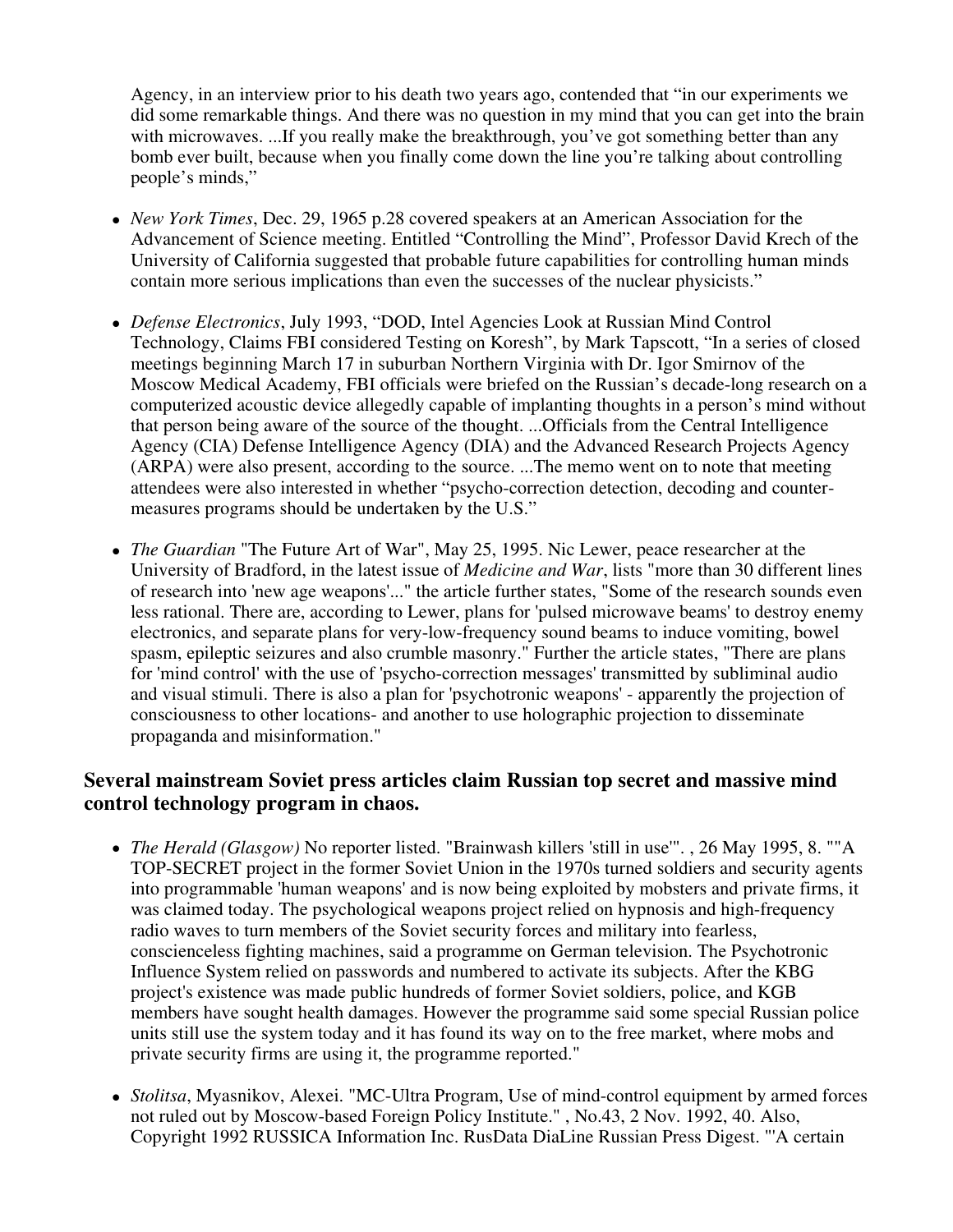Agency, in an interview prior to his death two years ago, contended that "in our experiments we did some remarkable things. And there was no question in my mind that you can get into the brain with microwaves. ...If you really make the breakthrough, you've got something better than any bomb ever built, because when you finally come down the line you're talking about controlling people's minds,"

- *New York Times*, Dec. 29, 1965 p.28 covered speakers at an American Association for the Advancement of Science meeting. Entitled "Controlling the Mind", Professor David Krech of the University of California suggested that probable future capabilities for controlling human minds contain more serious implications than even the successes of the nuclear physicists."

- *Defense Electronics*, July 1993, "DOD, Intel Agencies Look at Russian Mind Control Technology, Claims FBI considered Testing on Koresh", by Mark Tapscott, "In a series of closed meetings beginning March 17 in suburban Northern Virginia with Dr. Igor Smirnov of the Moscow Medical Academy, FBI officials were briefed on the Russian's decade-long research on a computerized acoustic device allegedly capable of implanting thoughts in a person's mind without that person being aware of the source of the thought. ...Officials from the Central Intelligence Agency (CIA) Defense Intelligence Agency (DIA) and the Advanced Research Projects Agency (ARPA) were also present, according to the source. ...The memo went on to note that meeting attendees were also interested in whether "psycho-correction detection, decoding and counter-measures programs should be undertaken by the U.S."

- *The Guardian* "The Future Art of War", May 25, 1995. Nic Lewer, peace researcher at the University of Bradford, in the latest issue of *Medicine and War*, lists "more than 30 different lines of research into 'new age weapons'..." the article further states, "Some of the research sounds even less rational. There are, according to Lewer, plans for 'pulsed microwave beams' to destroy enemy electronics, and separate plans for very-low-frequency sound beams to induce vomiting, bowel spasm, epileptic seizures and also crumble masonry." Further the article states, "There are plans for 'mind control' with the use of 'psycho-correction messages' transmitted by subliminal audio and visual stimuli. There is also a plan for 'psychotronic weapons' - apparently the projection of consciousness to other locations- and another to use holographic projection to disseminate propaganda and misinformation."

### Several mainstream Soviet press articles claim Russian top secret and massive mind control technology program in chaos.

- *The Herald (Glasgow)* No reporter listed. "Brainwash killers 'still in use'". , 26 May 1995, 8. ""A TOP-SECRET project in the former Soviet Union in the 1970s turned soldiers and security agents into programmable 'human weapons' and is now being exploited by mobsters and private firms, it was claimed today. The psychological weapons project relied on hypnosis and high-frequency radio waves to turn members of the Soviet security forces and military into fearless, conscienceless fighting machines, said a programme on German television. The Psychotronic Influence System relied on passwords and numbered to activate its subjects. After the KBG project's existence was made public hundreds of former Soviet soldiers, police, and KGB members have sought health damages. However the programme said some special Russian police units still use the system today and it has found its way on to the free market, where mobs and private security firms are using it, the programme reported."

- *Stolitsa*, Myasnikov, Alexei. "MC-Ultra Program, Use of mind-control equipment by armed forces not ruled out by Moscow-based Foreign Policy Institute." , No.43, 2 Nov. 1992, 40. Also, Copyright 1992 RUSSICA Information Inc. RusData DiaLine Russian Press Digest. "'A certain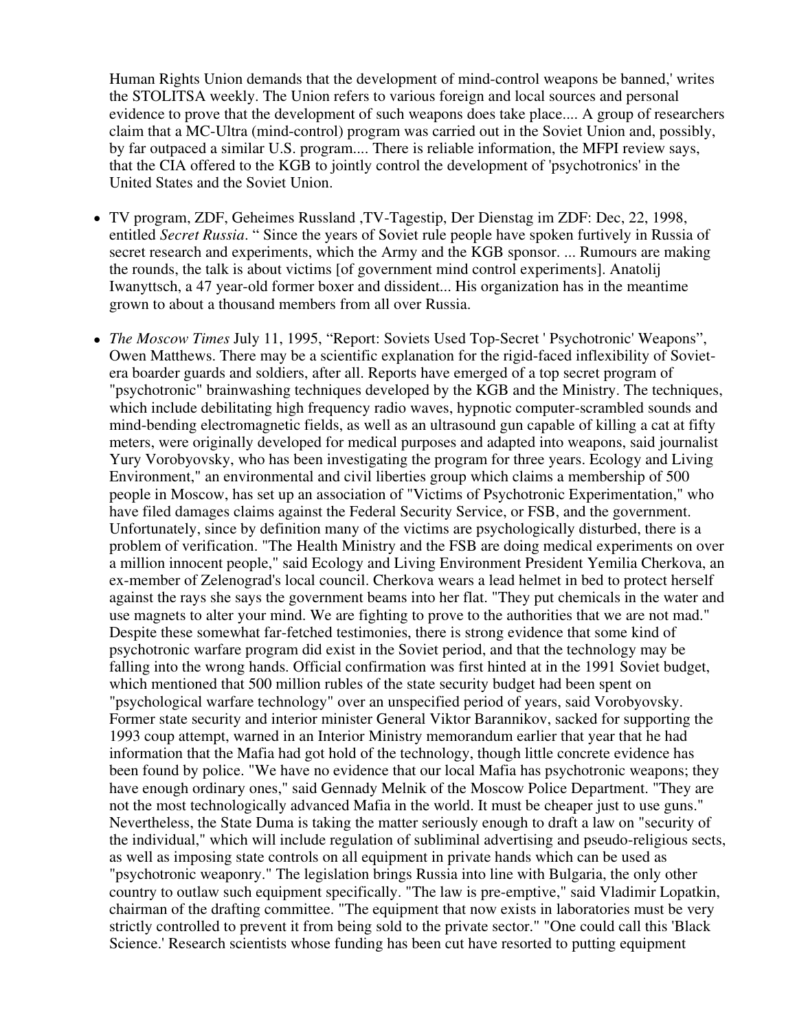Human Rights Union demands that the development of mind-control weapons be banned,' writes the STOLITSA weekly. The Union refers to various foreign and local sources and personal evidence to prove that the development of such weapons does take place.... A group of researchers claim that a MC-Ultra (mind-control) program was carried out in the Soviet Union and, possibly, by far outpaced a similar U.S. program.... There is reliable information, the MFPI review says, that the CIA offered to the KGB to jointly control the development of 'psychotronics' in the United States and the Soviet Union.

- TV program, ZDF, Geheimes Russland ,TV-Tagestip, Der Dienstag im ZDF: Dec, 22, 1998, entitled *Secret Russia*. " Since the years of Soviet rule people have spoken furtively in Russia of secret research and experiments, which the Army and the KGB sponsor. ... Rumours are making the rounds, the talk is about victims [of government mind control experiments]. Anatolij Iwanyttsch, a 47 year-old former boxer and dissident... His organization has in the meantime grown to about a thousand members from all over Russia.

- *The Moscow Times* July 11, 1995, "Report: Soviets Used Top-Secret ' Psychotronic' Weapons", Owen Matthews. There may be a scientific explanation for the rigid-faced inflexibility of Soviet-era boarder guards and soldiers, after all. Reports have emerged of a top secret program of "psychotronic" brainwashing techniques developed by the KGB and the Ministry. The techniques, which include debilitating high frequency radio waves, hypnotic computer-scrambled sounds and mind-bending electromagnetic fields, as well as an ultrasound gun capable of killing a cat at fifty meters, were originally developed for medical purposes and adapted into weapons, said journalist Yury Vorobyovsky, who has been investigating the program for three years. Ecology and Living Environment," an environmental and civil liberties group which claims a membership of 500 people in Moscow, has set up an association of "Victims of Psychotronic Experimentation," who have filed damages claims against the Federal Security Service, or FSB, and the government. Unfortunately, since by definition many of the victims are psychologically disturbed, there is a problem of verification. "The Health Ministry and the FSB are doing medical experiments on over a million innocent people," said Ecology and Living Environment President Yemilia Cherkova, an ex-member of Zelenograd's local council. Cherkova wears a lead helmet in bed to protect herself against the rays she says the government beams into her flat. "They put chemicals in the water and use magnets to alter your mind. We are fighting to prove to the authorities that we are not mad." Despite these somewhat far-fetched testimonies, there is strong evidence that some kind of psychotronic warfare program did exist in the Soviet period, and that the technology may be falling into the wrong hands. Official confirmation was first hinted at in the 1991 Soviet budget, which mentioned that 500 million rubles of the state security budget had been spent on "psychological warfare technology" over an unspecified period of years, said Vorobyovsky. Former state security and interior minister General Viktor Barannikov, sacked for supporting the 1993 coup attempt, warned in an Interior Ministry memorandum earlier that year that he had information that the Mafia had got hold of the technology, though little concrete evidence has been found by police. "We have no evidence that our local Mafia has psychotronic weapons; they have enough ordinary ones," said Gennady Melnik of the Moscow Police Department. "They are not the most technologically advanced Mafia in the world. It must be cheaper just to use guns." Nevertheless, the State Duma is taking the matter seriously enough to draft a law on "security of the individual," which will include regulation of subliminal advertising and pseudo-religious sects, as well as imposing state controls on all equipment in private hands which can be used as "psychotronic weaponry." The legislation brings Russia into line with Bulgaria, the only other country to outlaw such equipment specifically. "The law is pre-emptive," said Vladimir Lopatkin, chairman of the drafting committee. "The equipment that now exists in laboratories must be very strictly controlled to prevent it from being sold to the private sector." "One could call this 'Black Science.' Research scientists whose funding has been cut have resorted to putting equipment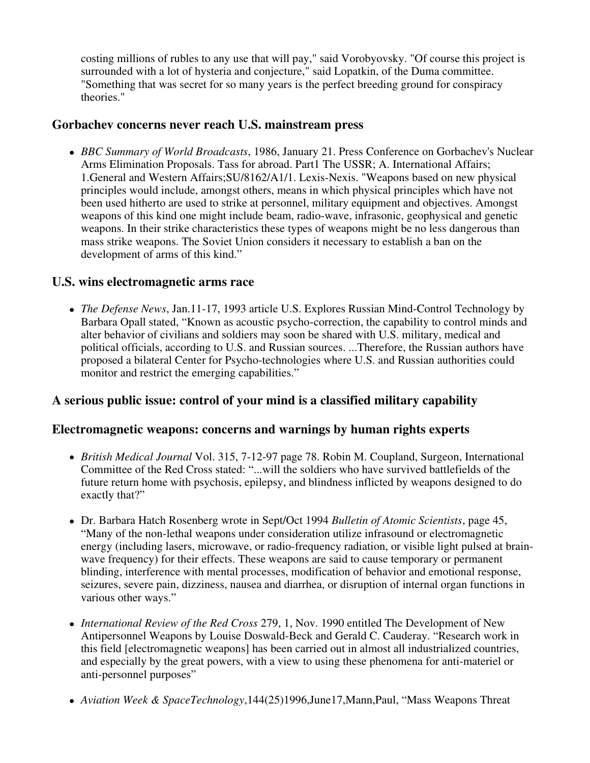costing millions of rubles to any use that will pay," said Vorobyovsky. "Of course this project is surrounded with a lot of hysteria and conjecture," said Lopatkin, of the Duma committee. "Something that was secret for so many years is the perfect breeding ground for conspiracy theories."

### Gorbachev concerns never reach U.S. mainstream press

- *BBC Summary of World Broadcasts*, 1986, January 21. Press Conference on Gorbachev's Nuclear Arms Elimination Proposals. Tass for abroad. Part1 The USSR; A. International Affairs; 1.General and Western Affairs;SU/8162/A1/1. Lexis-Nexis. "Weapons based on new physical principles would include, amongst others, means in which physical principles which have not been used hitherto are used to strike at personnel, military equipment and objectives. Amongst weapons of this kind one might include beam, radio-wave, infrasonic, geophysical and genetic weapons. In their strike characteristics these types of weapons might be no less dangerous than mass strike weapons. The Soviet Union considers it necessary to establish a ban on the development of arms of this kind."

### U.S. wins electromagnetic arms race

- *The Defense News*, Jan.11-17, 1993 article U.S. Explores Russian Mind-Control Technology by Barbara Opall stated, "Known as acoustic psycho-correction, the capability to control minds and alter behavior of civilians and soldiers may soon be shared with U.S. military, medical and political officials, according to U.S. and Russian sources. ...Therefore, the Russian authors have proposed a bilateral Center for Psycho-technologies where U.S. and Russian authorities could monitor and restrict the emerging capabilities."

### A serious public issue: control of your mind is a classified military capability

### Electromagnetic weapons: concerns and warnings by human rights experts

- *British Medical Journal* Vol. 315, 7-12-97 page 78. Robin M. Coupland, Surgeon, International Committee of the Red Cross stated: "...will the soldiers who have survived battlefields of the future return home with psychosis, epilepsy, and blindness inflicted by weapons designed to do exactly that?"

- Dr. Barbara Hatch Rosenberg wrote in Sept/Oct 1994 *Bulletin of Atomic Scientists*, page 45, "Many of the non-lethal weapons under consideration utilize infrasound or electromagnetic energy (including lasers, microwave, or radio-frequency radiation, or visible light pulsed at brain-wave frequency) for their effects. These weapons are said to cause temporary or permanent blinding, interference with mental processes, modification of behavior and emotional response, seizures, severe pain, dizziness, nausea and diarrhea, or disruption of internal organ functions in various other ways."

- *International Review of the Red Cross* 279, 1, Nov. 1990 entitled The Development of New Antipersonnel Weapons by Louise Doswald-Beck and Gerald C. Cauderay. "Research work in this field [electromagnetic weapons] has been carried out in almost all industrialized countries, and especially by the great powers, with a view to using these phenomena for anti-materiel or anti-personnel purposes"

- *Aviation Week & SpaceTechnology*,144(25)1996,June17,Mann,Paul, "Mass Weapons Threat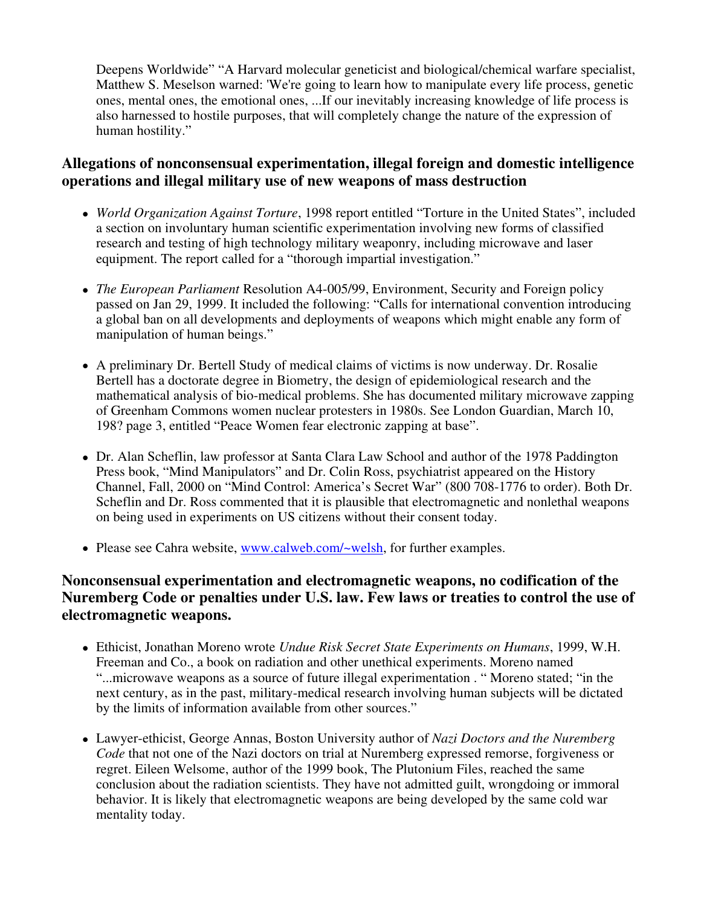Deepens Worldwide" "A Harvard molecular geneticist and biological/chemical warfare specialist, Matthew S. Meselson warned: 'We're going to learn how to manipulate every life process, genetic ones, mental ones, the emotional ones, ...If our inevitably increasing knowledge of life process is also harnessed to hostile purposes, that will completely change the nature of the expression of human hostility."

### Allegations of nonconsensual experimentation, illegal foreign and domestic intelligence operations and illegal military use of new weapons of mass destruction

- *World Organization Against Torture*, 1998 report entitled "Torture in the United States", included a section on involuntary human scientific experimentation involving new forms of classified research and testing of high technology military weaponry, including microwave and laser equipment. The report called for a "thorough impartial investigation."

- *The European Parliament* Resolution A4-005/99, Environment, Security and Foreign policy passed on Jan 29, 1999. It included the following: "Calls for international convention introducing a global ban on all developments and deployments of weapons which might enable any form of manipulation of human beings."

- A preliminary Dr. Bertell Study of medical claims of victims is now underway. Dr. Rosalie Bertell has a doctorate degree in Biometry, the design of epidemiological research and the mathematical analysis of bio-medical problems. She has documented military microwave zapping of Greenham Commons women nuclear protesters in 1980s. See London Guardian, March 10, 198? page 3, entitled "Peace Women fear electronic zapping at base".

- Dr. Alan Scheflin, law professor at Santa Clara Law School and author of the 1978 Paddington Press book, "Mind Manipulators" and Dr. Colin Ross, psychiatrist appeared on the History Channel, Fall, 2000 on "Mind Control: America's Secret War" (800 708-1776 to order). Both Dr. Scheflin and Dr. Ross commented that it is plausible that electromagnetic and nonlethal weapons on being used in experiments on US citizens without their consent today.

- Please see Cahra website, [www.calweb.com/~welsh](www.calweb.com/~welsh), for further examples.

### Nonconsensual experimentation and electromagnetic weapons, no codification of the Nuremberg Code or penalties under U.S. law. Few laws or treaties to control the use of electromagnetic weapons.

- Ethicist, Jonathan Moreno wrote *Undue Risk Secret State Experiments on Humans*, 1999, W.H. Freeman and Co., a book on radiation and other unethical experiments. Moreno named "...microwave weapons as a source of future illegal experimentation . " Moreno stated; "in the next century, as in the past, military-medical research involving human subjects will be dictated by the limits of information available from other sources."

- Lawyer-ethicist, George Annas, Boston University author of *Nazi Doctors and the Nuremberg Code* that not one of the Nazi doctors on trial at Nuremberg expressed remorse, forgiveness or regret. Eileen Welsome, author of the 1999 book, The Plutonium Files, reached the same conclusion about the radiation scientists. They have not admitted guilt, wrongdoing or immoral behavior. It is likely that electromagnetic weapons are being developed by the same cold war mentality today.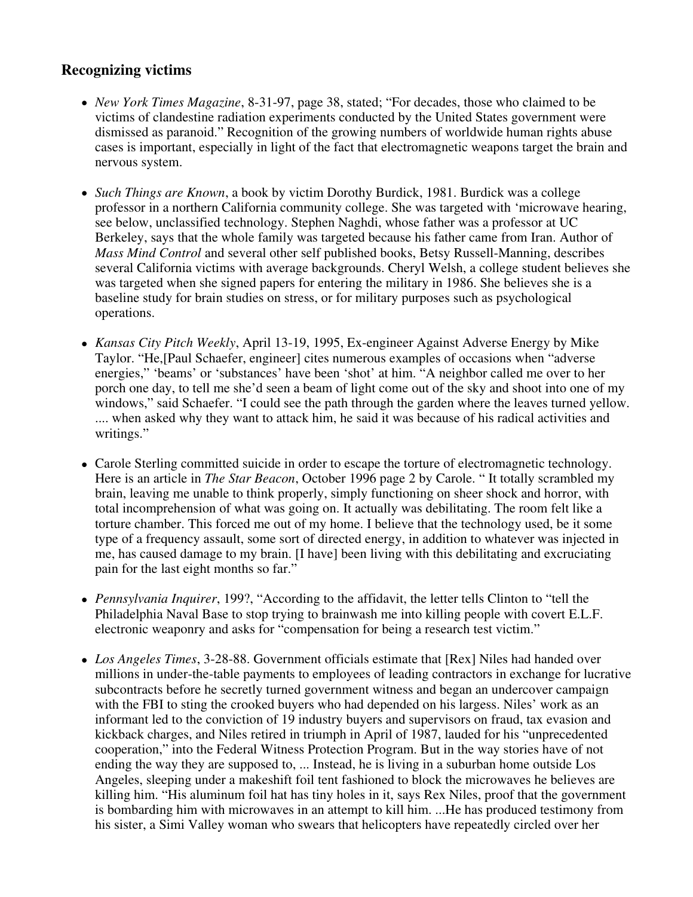## Recognizing victims

- *New York Times Magazine*, 8-31-97, page 38, stated; "For decades, those who claimed to be victims of clandestine radiation experiments conducted by the United States government were dismissed as paranoid." Recognition of the growing numbers of worldwide human rights abuse cases is important, especially in light of the fact that electromagnetic weapons target the brain and nervous system.

- *Such Things are Known*, a book by victim Dorothy Burdick, 1981. Burdick was a college professor in a northern California community college. She was targeted with 'microwave hearing, see below, unclassified technology. Stephen Naghdi, whose father was a professor at UC Berkeley, says that the whole family was targeted because his father came from Iran. Author of *Mass Mind Control* and several other self published books, Betsy Russell-Manning, describes several California victims with average backgrounds. Cheryl Welsh, a college student believes she was targeted when she signed papers for entering the military in 1986. She believes she is a baseline study for brain studies on stress, or for military purposes such as psychological operations.

- *Kansas City Pitch Weekly*, April 13-19, 1995, Ex-engineer Against Adverse Energy by Mike Taylor. "He,[Paul Schaefer, engineer] cites numerous examples of occasions when "adverse energies," 'beams' or 'substances' have been 'shot' at him. "A neighbor called me over to her porch one day, to tell me she'd seen a beam of light come out of the sky and shoot into one of my windows," said Schaefer. "I could see the path through the garden where the leaves turned yellow. .... when asked why they want to attack him, he said it was because of his radical activities and writings."

- Carole Sterling committed suicide in order to escape the torture of electromagnetic technology. Here is an article in *The Star Beacon*, October 1996 page 2 by Carole. " It totally scrambled my brain, leaving me unable to think properly, simply functioning on sheer shock and horror, with total incomprehension of what was going on. It actually was debilitating. The room felt like a torture chamber. This forced me out of my home. I believe that the technology used, be it some type of a frequency assault, some sort of directed energy, in addition to whatever was injected in me, has caused damage to my brain. [I have] been living with this debilitating and excruciating pain for the last eight months so far."

- *Pennsylvania Inquirer*, 199?, "According to the affidavit, the letter tells Clinton to "tell the Philadelphia Naval Base to stop trying to brainwash me into killing people with covert E.L.F. electronic weaponry and asks for "compensation for being a research test victim."

- *Los Angeles Times*, 3-28-88. Government officials estimate that [Rex] Niles had handed over millions in under-the-table payments to employees of leading contractors in exchange for lucrative subcontracts before he secretly turned government witness and began an undercover campaign with the FBI to sting the crooked buyers who had depended on his largess. Niles' work as an informant led to the conviction of 19 industry buyers and supervisors on fraud, tax evasion and kickback charges, and Niles retired in triumph in April of 1987, lauded for his "unprecedented cooperation," into the Federal Witness Protection Program. But in the way stories have of not ending the way they are supposed to, ... Instead, he is living in a suburban home outside Los Angeles, sleeping under a makeshift foil tent fashioned to block the microwaves he believes are killing him. "His aluminum foil hat has tiny holes in it, says Rex Niles, proof that the government is bombarding him with microwaves in an attempt to kill him. ...He has produced testimony from his sister, a Simi Valley woman who swears that helicopters have repeatedly circled over her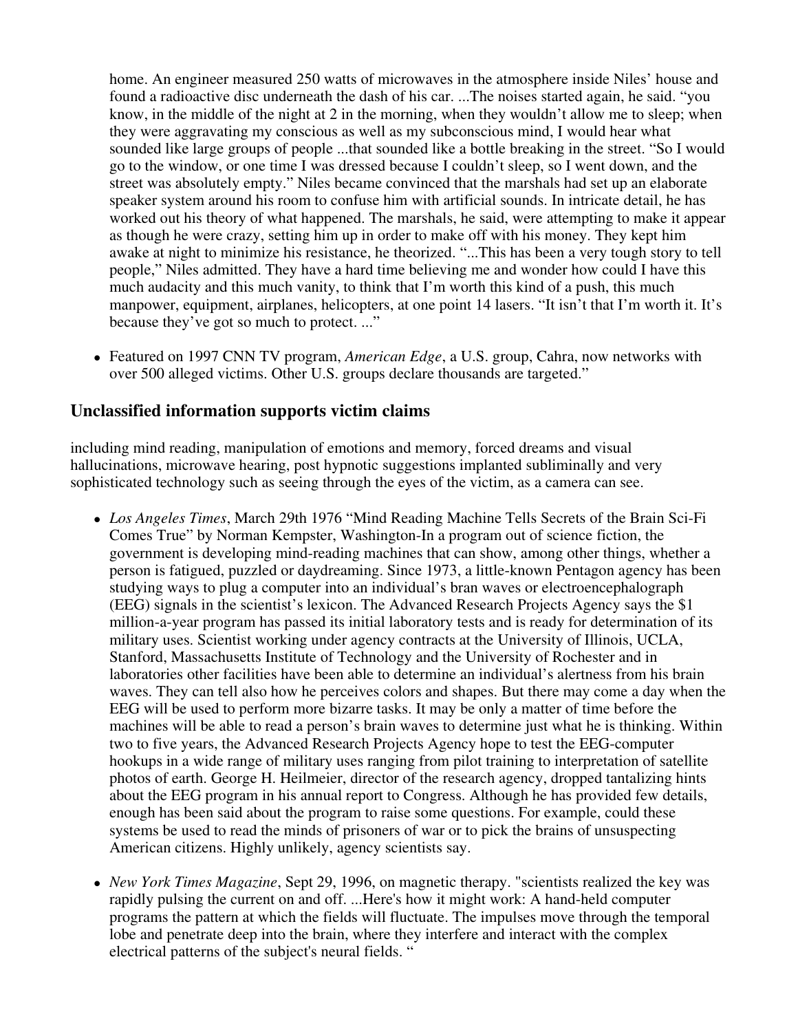home. An engineer measured 250 watts of microwaves in the atmosphere inside Niles' house and found a radioactive disc underneath the dash of his car. ...The noises started again, he said. "you know, in the middle of the night at 2 in the morning, when they wouldn't allow me to sleep; when they were aggravating my conscious as well as my subconscious mind, I would hear what sounded like large groups of people ...that sounded like a bottle breaking in the street. "So I would go to the window, or one time I was dressed because I couldn't sleep, so I went down, and the street was absolutely empty." Niles became convinced that the marshals had set up an elaborate speaker system around his room to confuse him with artificial sounds. In intricate detail, he has worked out his theory of what happened. The marshals, he said, were attempting to make it appear as though he were crazy, setting him up in order to make off with his money. They kept him awake at night to minimize his resistance, he theorized. "...This has been a very tough story to tell people," Niles admitted. They have a hard time believing me and wonder how could I have this much audacity and this much vanity, to think that I'm worth this kind of a push, this much manpower, equipment, airplanes, helicopters, at one point 14 lasers. "It isn't that I'm worth it. It's because they've got so much to protect. ..."

- Featured on 1997 CNN TV program, *American Edge*, a U.S. group, Cahra, now networks with over 500 alleged victims. Other U.S. groups declare thousands are targeted."

### Unclassified information supports victim claims

including mind reading, manipulation of emotions and memory, forced dreams and visual hallucinations, microwave hearing, post hypnotic suggestions implanted subliminally and very sophisticated technology such as seeing through the eyes of the victim, as a camera can see.

- *Los Angeles Times*, March 29th 1976 "Mind Reading Machine Tells Secrets of the Brain Sci-Fi Comes True" by Norman Kempster, Washington-In a program out of science fiction, the government is developing mind-reading machines that can show, among other things, whether a person is fatigued, puzzled or daydreaming. Since 1973, a little-known Pentagon agency has been studying ways to plug a computer into an individual's bran waves or electroencephalograph (EEG) signals in the scientist's lexicon. The Advanced Research Projects Agency says the $1 million-a-year program has passed its initial laboratory tests and is ready for determination of its military uses. Scientist working under agency contracts at the University of Illinois, UCLA, Stanford, Massachusetts Institute of Technology and the University of Rochester and in laboratories other facilities have been able to determine an individual's alertness from his brain waves. They can tell also how he perceives colors and shapes. But there may come a day when the EEG will be used to perform more bizarre tasks. It may be only a matter of time before the machines will be able to read a person's brain waves to determine just what he is thinking. Within two to five years, the Advanced Research Projects Agency hope to test the EEG-computer hookups in a wide range of military uses ranging from pilot training to interpretation of satellite photos of earth. George H. Heilmeier, director of the research agency, dropped tantalizing hints about the EEG program in his annual report to Congress. Although he has provided few details, enough has been said about the program to raise some questions. For example, could these systems be used to read the minds of prisoners of war or to pick the brains of unsuspecting American citizens. Highly unlikely, agency scientists say.
- *New York Times Magazine*, Sept 29, 1996, on magnetic therapy. "scientists realized the key was rapidly pulsing the current on and off. ...Here's how it might work: A hand-held computer programs the pattern at which the fields will fluctuate. The impulses move through the temporal lobe and penetrate deep into the brain, where they interfere and interact with the complex electrical patterns of the subject's neural fields. "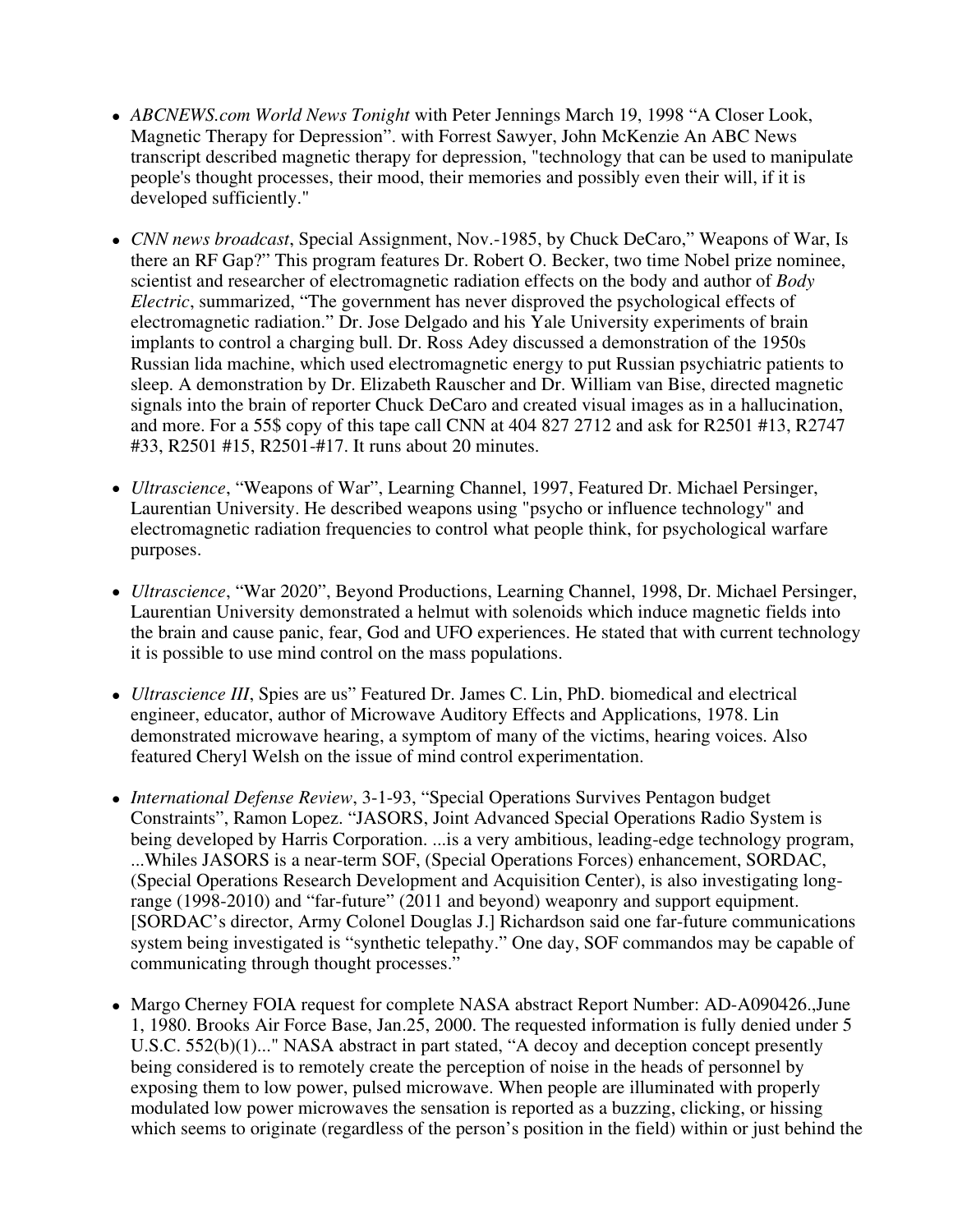- *ABCNEWS.com World News Tonight* with Peter Jennings March 19, 1998 “A Closer Look, Magnetic Therapy for Depression”. with Forrest Sawyer, John McKenzie An ABC News transcript described magnetic therapy for depression, "technology that can be used to manipulate people's thought processes, their mood, their memories and possibly even their will, if it is developed sufficiently."

- *CNN news broadcast*, Special Assignment, Nov.-1985, by Chuck DeCaro,” Weapons of War, Is there an RF Gap?” This program features Dr. Robert O. Becker, two time Nobel prize nominee, scientist and researcher of electromagnetic radiation effects on the body and author of *Body Electric*, summarized, “The government has never disproved the psychological effects of electromagnetic radiation.” Dr. Jose Delgado and his Yale University experiments of brain implants to control a charging bull. Dr. Ross Adey discussed a demonstration of the 1950s Russian lida machine, which used electromagnetic energy to put Russian psychiatric patients to sleep. A demonstration by Dr. Elizabeth Rauscher and Dr. William van Bise, directed magnetic signals into the brain of reporter Chuck DeCaro and created visual images as in a hallucination, and more. For a 55$ copy of this tape call CNN at 404 827 2712 and ask for R2501 #13, R2747 #33, R2501 #15, R2501-#17. It runs about 20 minutes.

- *Ultrascience*, “Weapons of War”, Learning Channel, 1997, Featured Dr. Michael Persinger, Laurentian University. He described weapons using "psycho or influence technology" and electromagnetic radiation frequencies to control what people think, for psychological warfare purposes.

- *Ultrascience*, “War 2020”, Beyond Productions, Learning Channel, 1998, Dr. Michael Persinger, Laurentian University demonstrated a helmut with solenoids which induce magnetic fields into the brain and cause panic, fear, God and UFO experiences. He stated that with current technology it is possible to use mind control on the mass populations.

- *Ultrascience III*, Spies are us” Featured Dr. James C. Lin, PhD. biomedical and electrical engineer, educator, author of Microwave Auditory Effects and Applications, 1978. Lin demonstrated microwave hearing, a symptom of many of the victims, hearing voices. Also featured Cheryl Welsh on the issue of mind control experimentation.

- *International Defense Review*, 3-1-93, “Special Operations Survives Pentagon budget Constraints”, Ramon Lopez. “JASORS, Joint Advanced Special Operations Radio System is being developed by Harris Corporation. ...is a very ambitious, leading-edge technology program, ...Whiles JASORS is a near-term SOF, (Special Operations Forces) enhancement, SORDAC, (Special Operations Research Development and Acquisition Center), is also investigating long-range (1998-2010) and “far-future” (2011 and beyond) weaponry and support equipment. [SORDAC’s director, Army Colonel Douglas J.] Richardson said one far-future communications system being investigated is “synthetic telepathy.” One day, SOF commandos may be capable of communicating through thought processes.”

- Margo Cherney FOIA request for complete NASA abstract Report Number: AD-A090426.,June 1, 1980. Brooks Air Force Base, Jan.25, 2000. The requested information is fully denied under 5 U.S.C. 552(b)(1)..." NASA abstract in part stated, “A decoy and deception concept presently being considered is to remotely create the perception of noise in the heads of personnel by exposing them to low power, pulsed microwave. When people are illuminated with properly modulated low power microwaves the sensation is reported as a buzzing, clicking, or hissing which seems to originate (regardless of the person’s position in the field) within or just behind the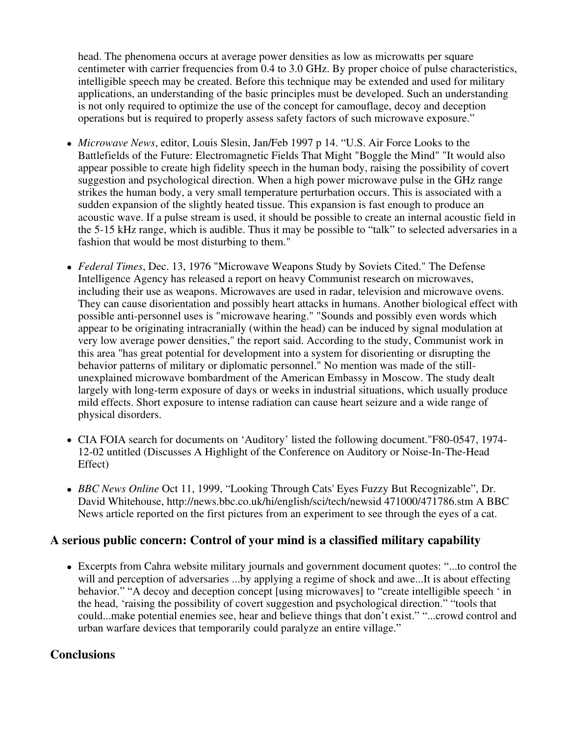head. The phenomena occurs at average power densities as low as microwatts per square centimeter with carrier frequencies from 0.4 to 3.0 GHz. By proper choice of pulse characteristics, intelligible speech may be created. Before this technique may be extended and used for military applications, an understanding of the basic principles must be developed. Such an understanding is not only required to optimize the use of the concept for camouflage, decoy and deception operations but is required to properly assess safety factors of such microwave exposure."

- *Microwave News*, editor, Louis Slesin, Jan/Feb 1997 p 14. "U.S. Air Force Looks to the Battlefields of the Future: Electromagnetic Fields That Might "Boggle the Mind" "It would also appear possible to create high fidelity speech in the human body, raising the possibility of covert suggestion and psychological direction. When a high power microwave pulse in the GHz range strikes the human body, a very small temperature perturbation occurs. This is associated with a sudden expansion of the slightly heated tissue. This expansion is fast enough to produce an acoustic wave. If a pulse stream is used, it should be possible to create an internal acoustic field in the 5-15 kHz range, which is audible. Thus it may be possible to "talk" to selected adversaries in a fashion that would be most disturbing to them."

- *Federal Times*, Dec. 13, 1976 "Microwave Weapons Study by Soviets Cited." The Defense Intelligence Agency has released a report on heavy Communist research on microwaves, including their use as weapons. Microwaves are used in radar, television and microwave ovens. They can cause disorientation and possibly heart attacks in humans. Another biological effect with possible anti-personnel uses is "microwave hearing." "Sounds and possibly even words which appear to be originating intracranially (within the head) can be induced by signal modulation at very low average power densities," the report said. According to the study, Communist work in this area "has great potential for development into a system for disorienting or disrupting the behavior patterns of military or diplomatic personnel." No mention was made of the still-unexplained microwave bombardment of the American Embassy in Moscow. The study dealt largely with long-term exposure of days or weeks in industrial situations, which usually produce mild effects. Short exposure to intense radiation can cause heart seizure and a wide range of physical disorders.

- CIA FOIA search for documents on 'Auditory' listed the following document."F80-0547, 1974-12-02 untitled (Discusses A Highlight of the Conference on Auditory or Noise-In-The-Head Effect)

- *BBC News Online* Oct 11, 1999, "Looking Through Cats' Eyes Fuzzy But Recognizable", Dr. David Whitehouse, http://news.bbc.co.uk/hi/english/sci/tech/newsid 471000/471786.stm A BBC News article reported on the first pictures from an experiment to see through the eyes of a cat.

## A serious public concern: Control of your mind is a classified military capability

- Excerpts from Cahra website military journals and government document quotes: "...to control the will and perception of adversaries ...by applying a regime of shock and awe...It is about effecting behavior." "A decoy and deception concept [using microwaves] to "create intelligible speech ' in the head, 'raising the possibility of covert suggestion and psychological direction." "tools that could...make potential enemies see, hear and believe things that don't exist." "...crowd control and urban warfare devices that temporarily could paralyze an entire village."

## Conclusions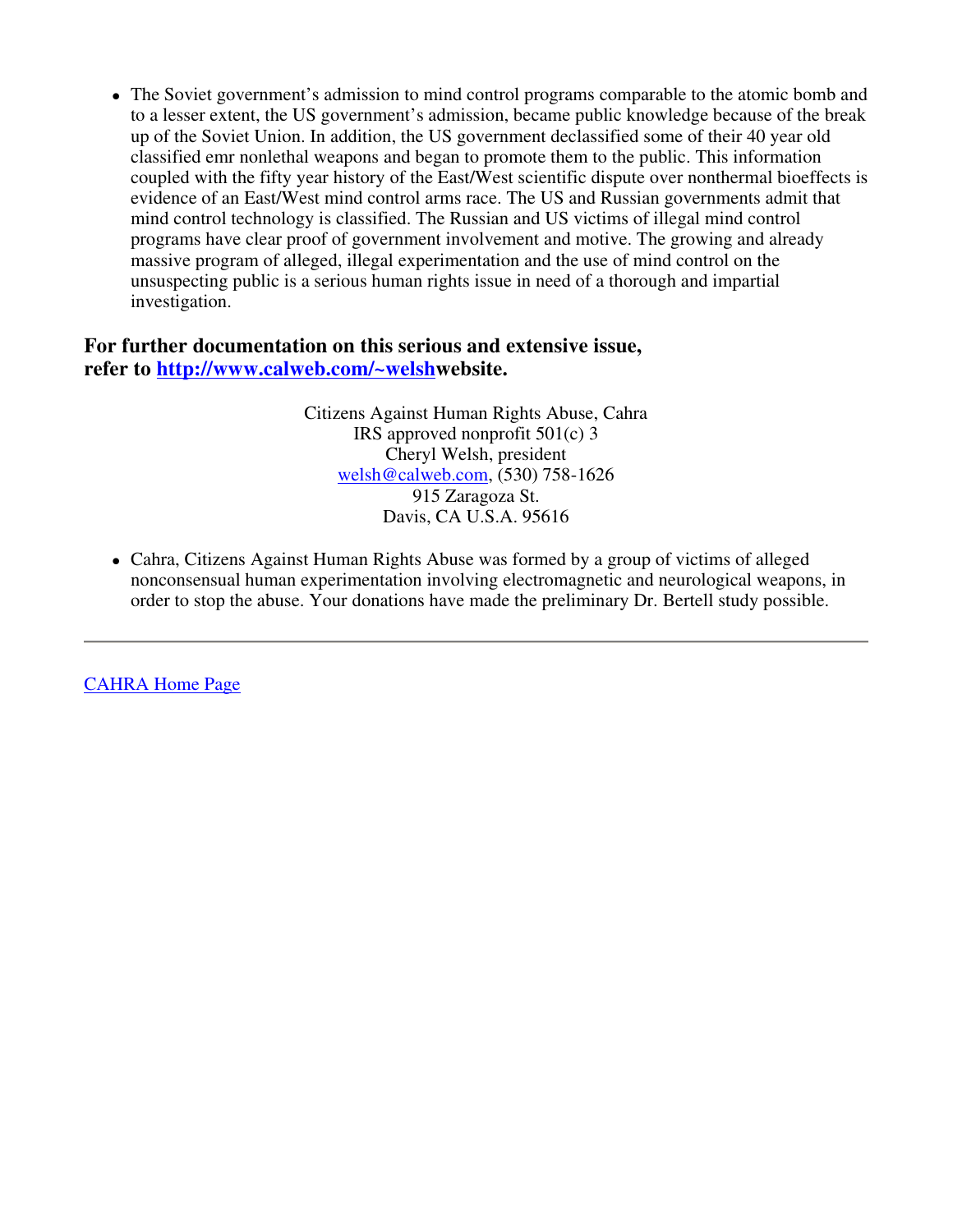- The Soviet government's admission to mind control programs comparable to the atomic bomb and to a lesser extent, the US government's admission, became public knowledge because of the break up of the Soviet Union. In addition, the US government declassified some of their 40 year old classified emr nonlethal weapons and began to promote them to the public. This information coupled with the fifty year history of the East/West scientific dispute over nonthermal bioeffects is evidence of an East/West mind control arms race. The US and Russian governments admit that mind control technology is classified. The Russian and US victims of illegal mind control programs have clear proof of government involvement and motive. The growing and already massive program of alleged, illegal experimentation and the use of mind control on the unsuspecting public is a serious human rights issue in need of a thorough and impartial investigation.

**For further documentation on this serious and extensive issue, refer to [http://www.calweb.com/~welsh](http://www.calweb.com/~welsh)website.**

Citizens Against Human Rights Abuse, Cahra
IRS approved nonprofit 501(c) 3
Cheryl Welsh, president
welsh@calweb.com, (530) 758-1626
915 Zaragoza St.
Davis, CA U.S.A. 95616

- Cahra, Citizens Against Human Rights Abuse was formed by a group of victims of alleged nonconsensual human experimentation involving electromagnetic and neurological weapons, in order to stop the abuse. Your donations have made the preliminary Dr. Bertell study possible.

---

CAHRA Home Page